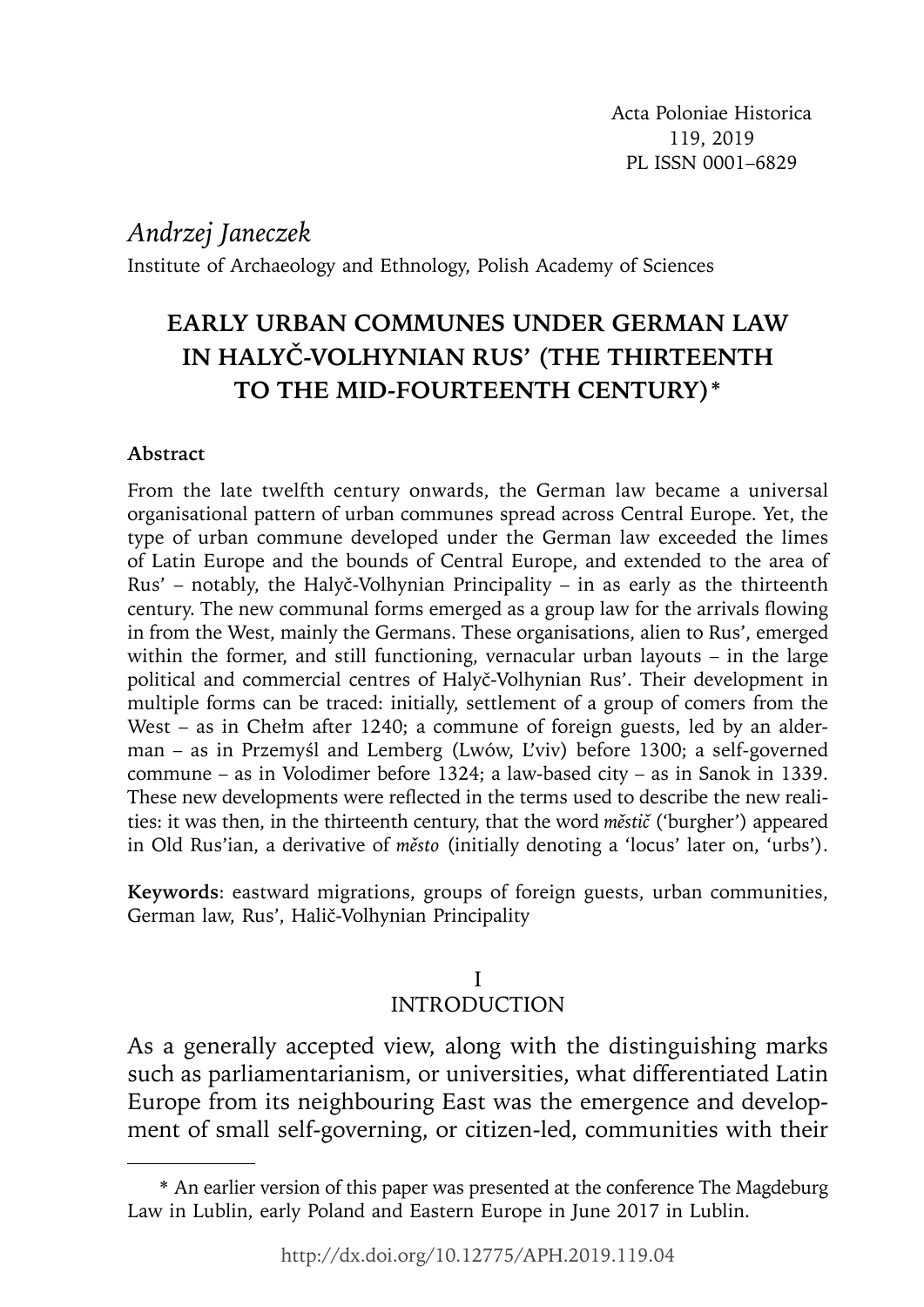Acta Poloniae Historica
119, 2019
PL ISSN 0001–6829

*Andrzej Janeczek*
Institute of Archaeology and Ethnology, Polish Academy of Sciences

# EARLY URBAN COMMUNES UNDER GERMAN LAW IN HALYČ-VOLHYNIAN RUS' (THE THIRTEENTH TO THE MID-FOURTEENTH CENTURY)*

**Abstract**

From the late twelfth century onwards, the German law became a universal organisational pattern of urban communes spread across Central Europe. Yet, the type of urban commune developed under the German law exceeded the limes of Latin Europe and the bounds of Central Europe, and extended to the area of Rus' – notably, the Halyč-Volhynian Principality – in as early as the thirteenth century. The new communal forms emerged as a group law for the arrivals flowing in from the West, mainly the Germans. These organisations, alien to Rus', emerged within the former, and still functioning, vernacular urban layouts – in the large political and commercial centres of Halyč-Volhynian Rus'. Their development in multiple forms can be traced: initially, settlement of a group of comers from the West – as in Chełm after 1240; a commune of foreign guests, led by an alderman – as in Przemyśl and Lemberg (Lwów, L'viv) before 1300; a self-governed commune – as in Volodimer before 1324; a law-based city – as in Sanok in 1339. These new developments were reflected in the terms used to describe the new realities: it was then, in the thirteenth century, that the word *městič* ('burgher') appeared in Old Rus'ian, a derivative of *město* (initially denoting a 'locus' later on, 'urbs').

**Keywords**: eastward migrations, groups of foreign guests, urban communities, German law, Rus', Halič-Volhynian Principality

## I
## INTRODUCTION

As a generally accepted view, along with the distinguishing marks such as parliamentarianism, or universities, what differentiated Latin Europe from its neighbouring East was the emergence and development of small self-governing, or citizen-led, communities with their

---

\* An earlier version of this paper was presented at the conference The Magdeburg Law in Lublin, early Poland and Eastern Europe in June 2017 in Lublin.

http://dx.doi.org/10.12775/APH.2019.119.04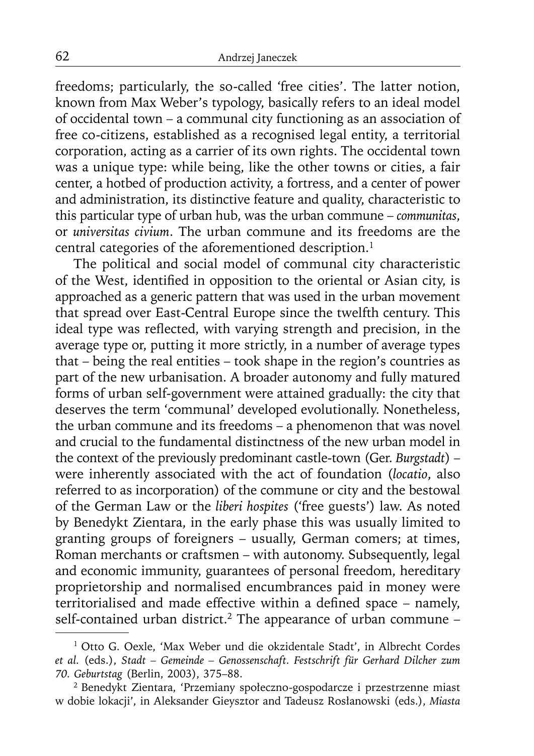freedoms; particularly, the so-called 'free cities'. The latter notion, known from Max Weber's typology, basically refers to an ideal model of occidental town – a communal city functioning as an association of free co-citizens, established as a recognised legal entity, a territorial corporation, acting as a carrier of its own rights. The occidental town was a unique type: while being, like the other towns or cities, a fair center, a hotbed of production activity, a fortress, and a center of power and administration, its distinctive feature and quality, characteristic to this particular type of urban hub, was the urban commune – *communitas*, or *universitas civium*. The urban commune and its freedoms are the central categories of the aforementioned description.[1]

The political and social model of communal city characteristic of the West, identified in opposition to the oriental or Asian city, is approached as a generic pattern that was used in the urban movement that spread over East-Central Europe since the twelfth century. This ideal type was reflected, with varying strength and precision, in the average type or, putting it more strictly, in a number of average types that – being the real entities – took shape in the region's countries as part of the new urbanisation. A broader autonomy and fully matured forms of urban self-government were attained gradually: the city that deserves the term 'communal' developed evolutionally. Nonetheless, the urban commune and its freedoms – a phenomenon that was novel and crucial to the fundamental distinctness of the new urban model in the context of the previously predominant castle-town (Ger. *Burgstadt*) – were inherently associated with the act of foundation (*locatio*, also referred to as incorporation) of the commune or city and the bestowal of the German Law or the *liberi hospites* ('free guests') law. As noted by Benedykt Zientara, in the early phase this was usually limited to granting groups of foreigners – usually, German comers; at times, Roman merchants or craftsmen – with autonomy. Subsequently, legal and economic immunity, guarantees of personal freedom, hereditary proprietorship and normalised encumbrances paid in money were territorialised and made effective within a defined space – namely, self-contained urban district.[2] The appearance of urban commune –

---

[1] Otto G. Oexle, 'Max Weber und die okzidentale Stadt', in Albrecht Cordes *et al.* (eds.), *Stadt – Gemeinde – Genossenschaft. Festschrift für Gerhard Dilcher zum 70. Geburtstag* (Berlin, 2003), 375–88.

[2] Benedykt Zientara, 'Przemiany społeczno-gospodarcze i przestrzenne miast w dobie lokacji', in Aleksander Gieysztor and Tadeusz Rosłanowski (eds.), *Miasta*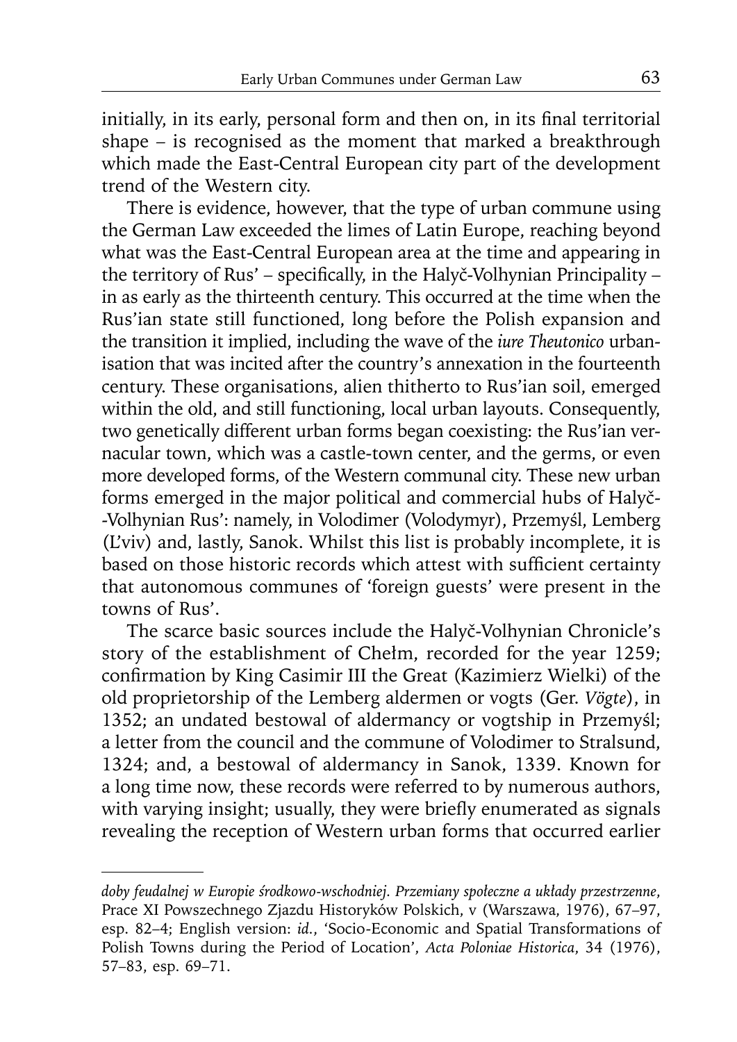initially, in its early, personal form and then on, in its final territorial shape – is recognised as the moment that marked a breakthrough which made the East-Central European city part of the development trend of the Western city.

There is evidence, however, that the type of urban commune using the German Law exceeded the limes of Latin Europe, reaching beyond what was the East-Central European area at the time and appearing in the territory of Rus' – specifically, in the Halyč-Volhynian Principality – in as early as the thirteenth century. This occurred at the time when the Rus'ian state still functioned, long before the Polish expansion and the transition it implied, including the wave of the *iure Theutonico* urbanisation that was incited after the country's annexation in the fourteenth century. These organisations, alien thitherto to Rus'ian soil, emerged within the old, and still functioning, local urban layouts. Consequently, two genetically different urban forms began coexisting: the Rus'ian vernacular town, which was a castle-town center, and the germs, or even more developed forms, of the Western communal city. These new urban forms emerged in the major political and commercial hubs of Halyč-Volhynian Rus': namely, in Volodimer (Volodymyr), Przemyśl, Lemberg (L'viv) and, lastly, Sanok. Whilst this list is probably incomplete, it is based on those historic records which attest with sufficient certainty that autonomous communes of 'foreign guests' were present in the towns of Rus'.

The scarce basic sources include the Halyč-Volhynian Chronicle's story of the establishment of Chełm, recorded for the year 1259; confirmation by King Casimir III the Great (Kazimierz Wielki) of the old proprietorship of the Lemberg aldermen or vogts (Ger. *Vögte*), in 1352; an undated bestowal of aldermancy or vogtship in Przemyśl; a letter from the council and the commune of Volodimer to Stralsund, 1324; and, a bestowal of aldermancy in Sanok, 1339. Known for a long time now, these records were referred to by numerous authors, with varying insight; usually, they were briefly enumerated as signals revealing the reception of Western urban forms that occurred earlier

---

*doby feudalnej w Europie środkowo-wschodniej. Przemiany społeczne a układy przestrzenne*, Prace XI Powszechnego Zjazdu Historyków Polskich, v (Warszawa, 1976), 67–97, esp. 82–4; English version: *id.*, 'Socio-Economic and Spatial Transformations of Polish Towns during the Period of Location', *Acta Poloniae Historica*, 34 (1976), 57–83, esp. 69–71.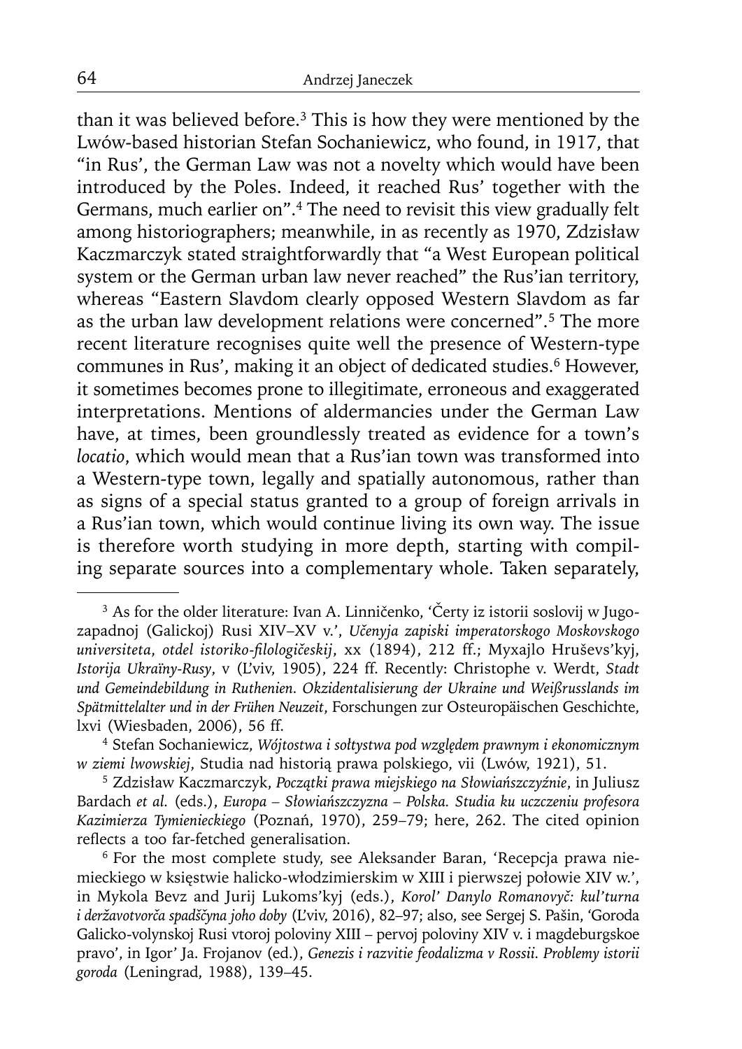than it was believed before.[3] This is how they were mentioned by the Lwów-based historian Stefan Sochaniewicz, who found, in 1917, that "in Rus', the German Law was not a novelty which would have been introduced by the Poles. Indeed, it reached Rus' together with the Germans, much earlier on".[4] The need to revisit this view gradually felt among historiographers; meanwhile, in as recently as 1970, Zdzisław Kaczmarczyk stated straightforwardly that "a West European political system or the German urban law never reached" the Rus'ian territory, whereas "Eastern Slavdom clearly opposed Western Slavdom as far as the urban law development relations were concerned".[5] The more recent literature recognises quite well the presence of Western-type communes in Rus', making it an object of dedicated studies.[6] However, it sometimes becomes prone to illegitimate, erroneous and exaggerated interpretations. Mentions of aldermancies under the German Law have, at times, been groundlessly treated as evidence for a town's *locatio*, which would mean that a Rus'ian town was transformed into a Western-type town, legally and spatially autonomous, rather than as signs of a special status granted to a group of foreign arrivals in a Rus'ian town, which would continue living its own way. The issue is therefore worth studying in more depth, starting with compiling separate sources into a complementary whole. Taken separately,

---

[3] As for the older literature: Ivan A. Linničenko, 'Čerty iz istorii soslovij w Jugo-zapadnoj (Galickoj) Rusi XIV–XV v.', *Učenyja zapiski imperatorskogo Moskovskogo universiteta, otdel istoriko-filologičeskij*, xx (1894), 212 ff.; Myxajlo Hruševs'kyj, *Istorija Ukraïny-Rusy*, v (L'viv, 1905), 224 ff. Recently: Christophe v. Werdt, *Stadt und Gemeindebildung in Ruthenien. Okzidentalisierung der Ukraine und Weißrusslands im Spätmittelalter und in der Frühen Neuzeit*, Forschungen zur Osteuropäischen Geschichte, lxvi (Wiesbaden, 2006), 56 ff.

[4] Stefan Sochaniewicz, *Wójtostwa i sołtystwa pod względem prawnym i ekonomicznym w ziemi lwowskiej*, Studia nad historią prawa polskiego, vii (Lwów, 1921), 51.

[5] Zdzisław Kaczmarczyk, *Początki prawa miejskiego na Słowiańszczyźnie*, in Juliusz Bardach *et al.* (eds.), *Europa – Słowiańszczyzna – Polska. Studia ku uczczeniu profesora Kazimierza Tymienieckiego* (Poznań, 1970), 259–79; here, 262. The cited opinion reflects a too far-fetched generalisation.

[6] For the most complete study, see Aleksander Baran, 'Recepcja prawa niemieckiego w księstwie halicko-włodzimierskim w XIII i pierwszej połowie XIV w.', in Mykola Bevz and Jurij Lukoms'kyj (eds.), *Korol' Danylo Romanovyč: kul'turna i deržavotvorča spadščyna joho doby* (L'viv, 2016), 82–97; also, see Sergej S. Pašin, 'Goroda Galicko-volynskoj Rusi vtoroj poloviny XIII – pervoj poloviny XIV v. i magdeburgskoe pravo', in Igor' Ja. Frojanov (ed.), *Genezis i razvitie feodalizma v Rossii. Problemy istorii goroda* (Leningrad, 1988), 139–45.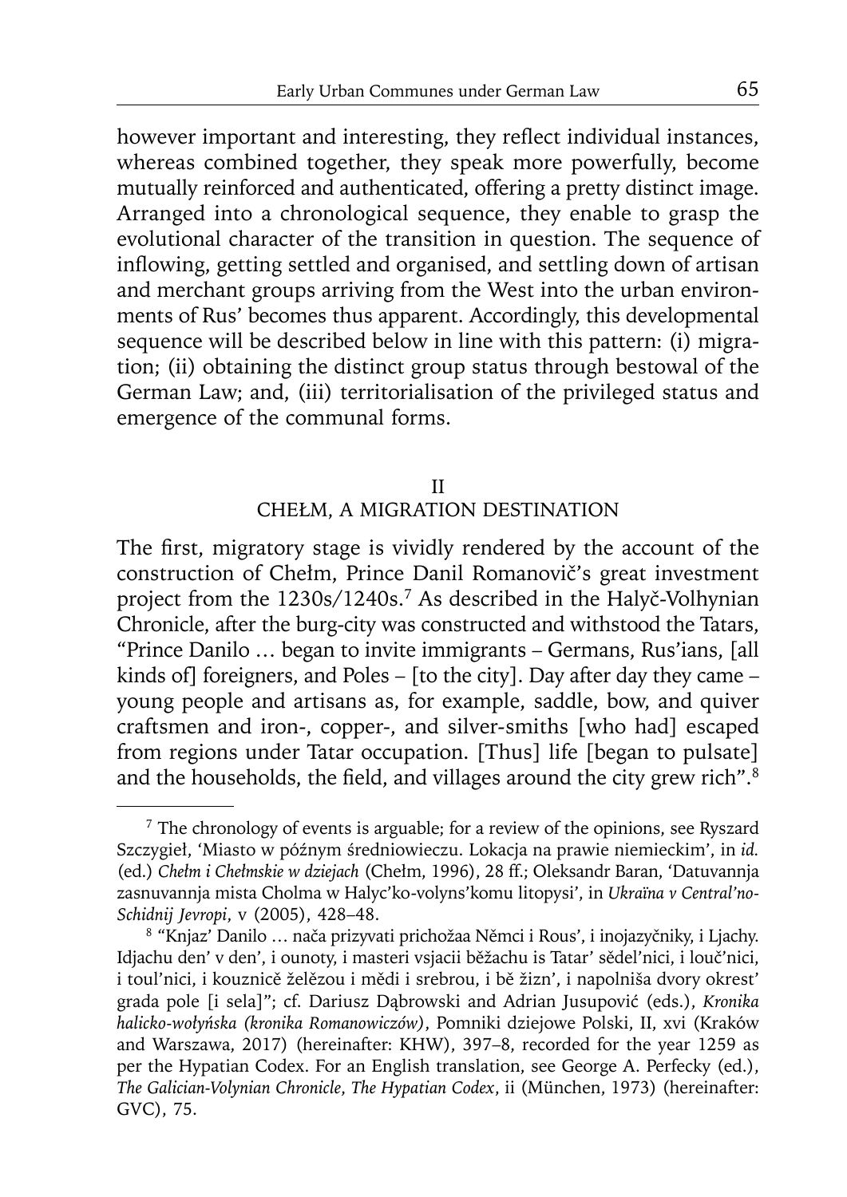however important and interesting, they reflect individual instances, whereas combined together, they speak more powerfully, become mutually reinforced and authenticated, offering a pretty distinct image. Arranged into a chronological sequence, they enable to grasp the evolutional character of the transition in question. The sequence of inflowing, getting settled and organised, and settling down of artisan and merchant groups arriving from the West into the urban environments of Rus' becomes thus apparent. Accordingly, this developmental sequence will be described below in line with this pattern: (i) migration; (ii) obtaining the distinct group status through bestowal of the German Law; and, (iii) territorialisation of the privileged status and emergence of the communal forms.

## II
## CHEŁM, A MIGRATION DESTINATION

The first, migratory stage is vividly rendered by the account of the construction of Chełm, Prince Danil Romanovič's great investment project from the 1230s/1240s.[7] As described in the Halyč-Volhynian Chronicle, after the burg-city was constructed and withstood the Tatars, "Prince Danilo … began to invite immigrants – Germans, Rus'ians, [all kinds of] foreigners, and Poles – [to the city]. Day after day they came – young people and artisans as, for example, saddle, bow, and quiver craftsmen and iron-, copper-, and silver-smiths [who had] escaped from regions under Tatar occupation. [Thus] life [began to pulsate] and the households, the field, and villages around the city grew rich".[8]

---

[7] The chronology of events is arguable; for a review of the opinions, see Ryszard Szczygieł, 'Miasto w późnym średniowieczu. Lokacja na prawie niemieckim', in *id.* (ed.) *Chełm i Chełmskie w dziejach* (Chełm, 1996), 28 ff.; Oleksandr Baran, 'Datuvannja zasnuvannja mista Cholma w Halyc'ko-volyns'komu litopysi', in *Ukraïna v Central'no-Schidnij Jevropi*, v (2005), 428–48.

[8] "Knjaz' Danilo … nača prizyvati prichožaa Němci i Rous', i inojazyčniky, i Ljachy. Idjachu den' v den', i ounoty, i masteri vsjacii běžachu is Tatar' sědel'nici, i louč'nici, i toul'nici, i kouzničě želězou i mědi i srebrou, i bě žizn', i napolniša dvory okrest' grada pole [i sela]"; cf. Dariusz Dąbrowski and Adrian Jusupović (eds.), *Kronika halicko-wołyńska (kronika Romanowiczów)*, Pomniki dziejowe Polski, II, xvi (Kraków and Warszawa, 2017) (hereinafter: KHW), 397–8, recorded for the year 1259 as per the Hypatian Codex. For an English translation, see George A. Perfecky (ed.), *The Galician-Volynian Chronicle, The Hypatian Codex*, ii (München, 1973) (hereinafter: GVC), 75.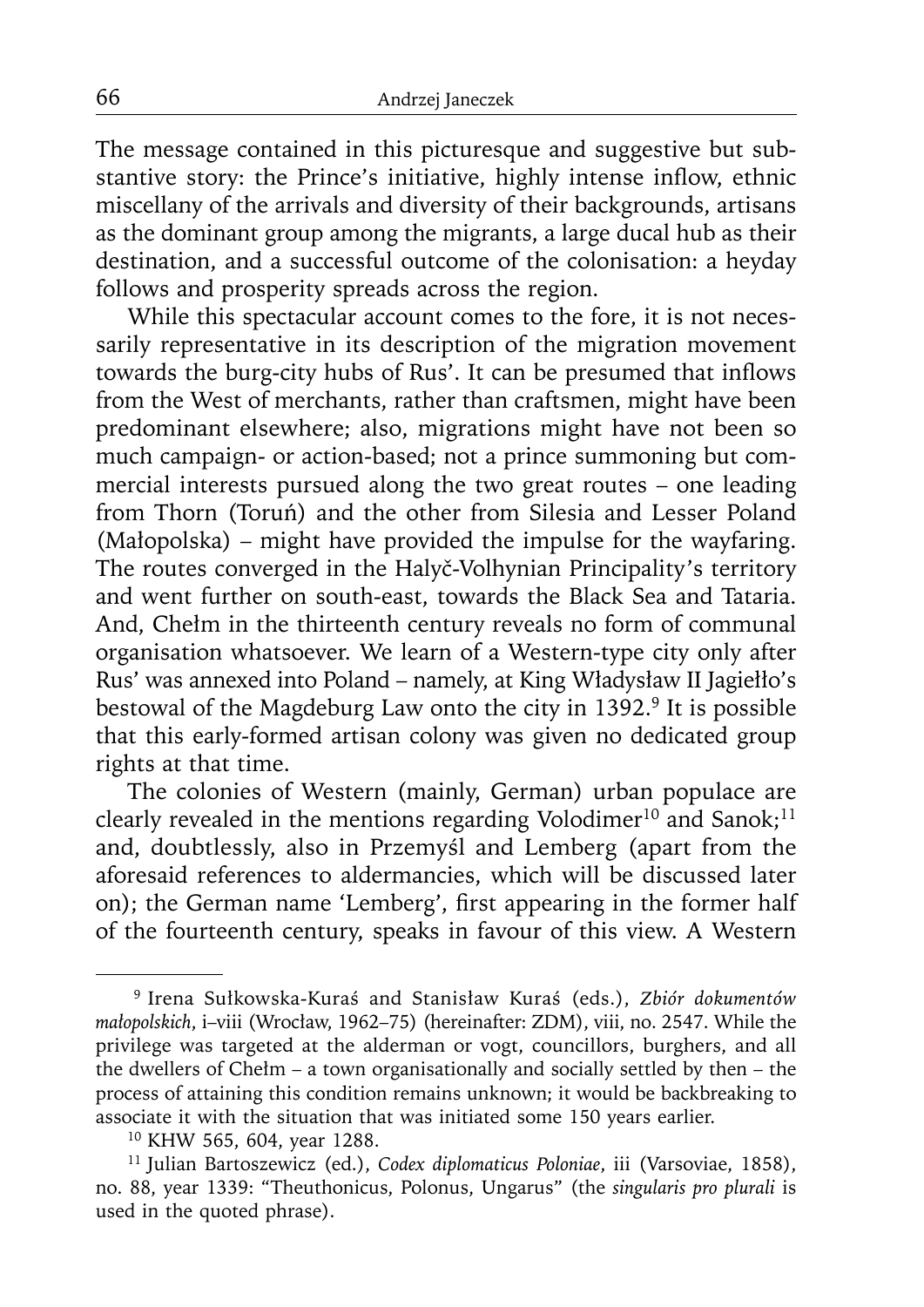The message contained in this picturesque and suggestive but substantive story: the Prince's initiative, highly intense inflow, ethnic miscellany of the arrivals and diversity of their backgrounds, artisans as the dominant group among the migrants, a large ducal hub as their destination, and a successful outcome of the colonisation: a heyday follows and prosperity spreads across the region.

While this spectacular account comes to the fore, it is not necessarily representative in its description of the migration movement towards the burg-city hubs of Rus'. It can be presumed that inflows from the West of merchants, rather than craftsmen, might have been predominant elsewhere; also, migrations might have not been so much campaign- or action-based; not a prince summoning but commercial interests pursued along the two great routes – one leading from Thorn (Toruń) and the other from Silesia and Lesser Poland (Małopolska) – might have provided the impulse for the wayfaring. The routes converged in the Halyč-Volhynian Principality's territory and went further on south-east, towards the Black Sea and Tataria. And, Chełm in the thirteenth century reveals no form of communal organisation whatsoever. We learn of a Western-type city only after Rus' was annexed into Poland – namely, at King Władysław II Jagiełło's bestowal of the Magdeburg Law onto the city in 1392.[9] It is possible that this early-formed artisan colony was given no dedicated group rights at that time.

The colonies of Western (mainly, German) urban populace are clearly revealed in the mentions regarding Volodimer[10] and Sanok;[11] and, doubtlessly, also in Przemyśl and Lemberg (apart from the aforesaid references to aldermancies, which will be discussed later on); the German name 'Lemberg', first appearing in the former half of the fourteenth century, speaks in favour of this view. A Western

---

[9] Irena Sułkowska-Kuraś and Stanisław Kuraś (eds.), *Zbiór dokumentów małopolskich*, i–viii (Wrocław, 1962–75) (hereinafter: ZDM), viii, no. 2547. While the privilege was targeted at the alderman or vogt, councillors, burghers, and all the dwellers of Chełm – a town organisationally and socially settled by then – the process of attaining this condition remains unknown; it would be backbreaking to associate it with the situation that was initiated some 150 years earlier.

[10] KHW 565, 604, year 1288.

[11] Julian Bartoszewicz (ed.), *Codex diplomaticus Poloniae*, iii (Varsoviae, 1858), no. 88, year 1339: "Theuthonicus, Polonus, Ungarus" (the *singularis pro plurali* is used in the quoted phrase).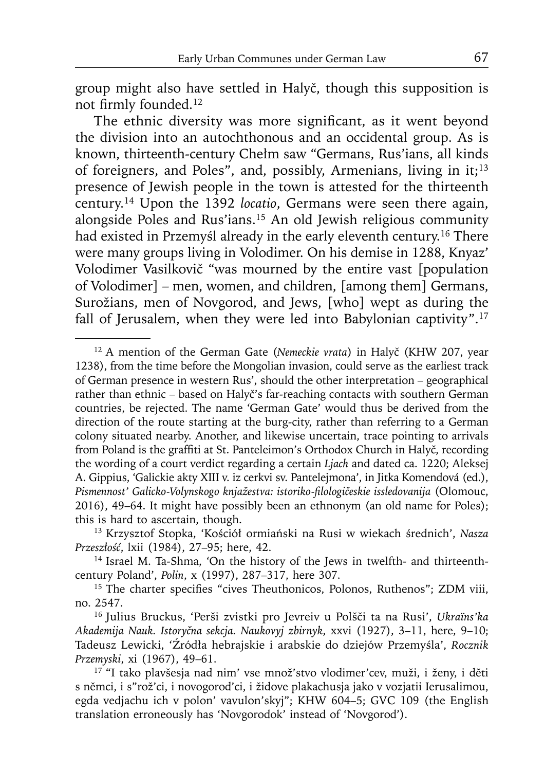group might also have settled in Halyč, though this supposition is not firmly founded.[12]

The ethnic diversity was more significant, as it went beyond the division into an autochthonous and an occidental group. As is known, thirteenth-century Chełm saw "Germans, Rus'ians, all kinds of foreigners, and Poles", and, possibly, Armenians, living in it;[13] presence of Jewish people in the town is attested for the thirteenth century.[14] Upon the 1392 *locatio*, Germans were seen there again, alongside Poles and Rus'ians.[15] An old Jewish religious community had existed in Przemyśl already in the early eleventh century.[16] There were many groups living in Volodimer. On his demise in 1288, Knyaz' Volodimer Vasilkovič "was mourned by the entire vast [population of Volodimer] – men, women, and children, [among them] Germans, Surožians, men of Novgorod, and Jews, [who] wept as during the fall of Jerusalem, when they were led into Babylonian captivity".[17]

---

[12] A mention of the German Gate (*Nemeckie vrata*) in Halyč (KHW 207, year 1238), from the time before the Mongolian invasion, could serve as the earliest track of German presence in western Rus', should the other interpretation – geographical rather than ethnic – based on Halyč's far-reaching contacts with southern German countries, be rejected. The name 'German Gate' would thus be derived from the direction of the route starting at the burg-city, rather than referring to a German colony situated nearby. Another, and likewise uncertain, trace pointing to arrivals from Poland is the graffiti at St. Panteleimon's Orthodox Church in Halyč, recording the wording of a court verdict regarding a certain *Ljach* and dated ca. 1220; Aleksej A. Gippius, 'Galickie akty XIII v. iz cerkvi sv. Pantelejmona', in Jitka Komendová (ed.), *Pismennost' Galicko-Volynskogo knjažestva: istoriko-filologičeskie issledovanija* (Olomouc, 2016), 49–64. It might have possibly been an ethnonym (an old name for Poles); this is hard to ascertain, though.

[13] Krzysztof Stopka, 'Kościół ormiański na Rusi w wiekach średnich', *Nasza Przeszłość*, lxii (1984), 27–95; here, 42.

[14] Israel M. Ta-Shma, 'On the history of the Jews in twelfth- and thirteenth-century Poland', *Polin*, x (1997), 287–317, here 307.

[15] The charter specifies "cives Theuthonicos, Polonos, Ruthenos"; ZDM viii, no. 2547.

[16] Julius Bruckus, 'Perši zvistki pro Jevreiv u Polšči ta na Rusi', *Ukraïns'ka Akademija Nauk. Istoryčna sekcja. Naukovyj zbirnyk*, xxvi (1927), 3–11, here, 9–10; Tadeusz Lewicki, 'Źródła hebrajskie i arabskie do dziejów Przemyśla', *Rocznik Przemyski*, xi (1967), 49–61.

[17] "I tako plavšesja nad nim' vse množ'stvo vlodimer'cev, muži, i ženy, i děti s němci, i s"rož'ci, i novogorod'ci, i židove plakachusja jako v vozjatii Ierusalimou, egda vedjachu ich v polon' vavulon'skyj"; KHW 604–5; GVC 109 (the English translation erroneously has 'Novgorodok' instead of 'Novgorod').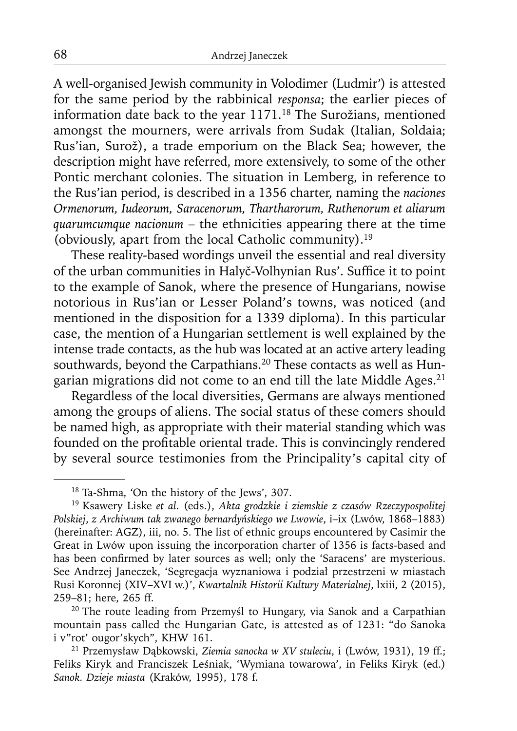A well-organised Jewish community in Volodimer (Ludmir') is attested for the same period by the rabbinical *responsa*; the earlier pieces of information date back to the year 1171.[18] The Surožians, mentioned amongst the mourners, were arrivals from Sudak (Italian, Soldaia; Rus'ian, Surož), a trade emporium on the Black Sea; however, the description might have referred, more extensively, to some of the other Pontic merchant colonies. The situation in Lemberg, in reference to the Rus'ian period, is described in a 1356 charter, naming the *naciones Ormenorum, Iudeorum, Saracenorum, Thartharorum, Ruthenorum et aliarum quarumcumque nacionum* – the ethnicities appearing there at the time (obviously, apart from the local Catholic community).[19]

These reality-based wordings unveil the essential and real diversity of the urban communities in Halyč-Volhynian Rus'. Suffice it to point to the example of Sanok, where the presence of Hungarians, nowise notorious in Rus'ian or Lesser Poland's towns, was noticed (and mentioned in the disposition for a 1339 diploma). In this particular case, the mention of a Hungarian settlement is well explained by the intense trade contacts, as the hub was located at an active artery leading southwards, beyond the Carpathians.[20] These contacts as well as Hungarian migrations did not come to an end till the late Middle Ages.[21]

Regardless of the local diversities, Germans are always mentioned among the groups of aliens. The social status of these comers should be named high, as appropriate with their material standing which was founded on the profitable oriental trade. This is convincingly rendered by several source testimonies from the Principality's capital city of

---

[18] Ta-Shma, 'On the history of the Jews', 307.

[19] Ksawery Liske *et al.* (eds.), *Akta grodzkie i ziemskie z czasów Rzeczypospolitej Polskiej, z Archiwum tak zwanego bernardyńskiego we Lwowie*, i–ix (Lwów, 1868–1883) (hereinafter: AGZ), iii, no. 5. The list of ethnic groups encountered by Casimir the Great in Lwów upon issuing the incorporation charter of 1356 is facts-based and has been confirmed by later sources as well; only the 'Saracens' are mysterious. See Andrzej Janeczek, 'Segregacja wyznaniowa i podział przestrzeni w miastach Rusi Koronnej (XIV–XVI w.)', *Kwartalnik Historii Kultury Materialnej*, lxiii, 2 (2015), 259–81; here, 265 ff.

[20] The route leading from Przemyśl to Hungary, via Sanok and a Carpathian mountain pass called the Hungarian Gate, is attested as of 1231: "do Sanoka i v"rot' ougor'skych", KHW 161.

[21] Przemysław Dąbkowski, *Ziemia sanocka w XV stuleciu*, i (Lwów, 1931), 19 ff.; Feliks Kiryk and Franciszek Leśniak, 'Wymiana towarowa', in Feliks Kiryk (ed.) *Sanok. Dzieje miasta* (Kraków, 1995), 178 f.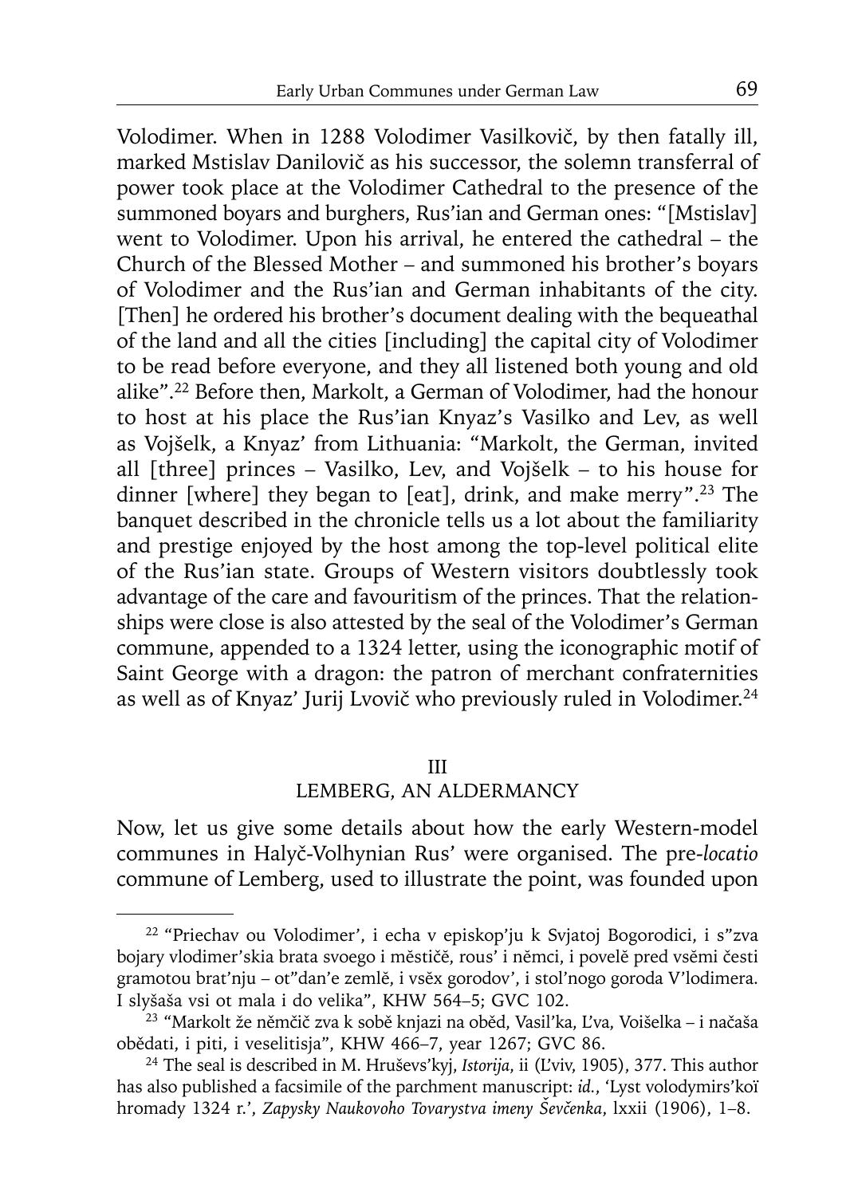Volodimer. When in 1288 Volodimer Vasilkovič, by then fatally ill, marked Mstislav Danilovič as his successor, the solemn transferral of power took place at the Volodimer Cathedral to the presence of the summoned boyars and burghers, Rus'ian and German ones: "[Mstislav] went to Volodimer. Upon his arrival, he entered the cathedral – the Church of the Blessed Mother – and summoned his brother's boyars of Volodimer and the Rus'ian and German inhabitants of the city. [Then] he ordered his brother's document dealing with the bequeathal of the land and all the cities [including] the capital city of Volodimer to be read before everyone, and they all listened both young and old alike".[22] Before then, Markolt, a German of Volodimer, had the honour to host at his place the Rus'ian Knyaz's Vasilko and Lev, as well as Vojšelk, a Knyaz' from Lithuania: "Markolt, the German, invited all [three] princes – Vasilko, Lev, and Vojšelk – to his house for dinner [where] they began to [eat], drink, and make merry".[23] The banquet described in the chronicle tells us a lot about the familiarity and prestige enjoyed by the host among the top-level political elite of the Rus'ian state. Groups of Western visitors doubtlessly took advantage of the care and favouritism of the princes. That the relationships were close is also attested by the seal of the Volodimer's German commune, appended to a 1324 letter, using the iconographic motif of Saint George with a dragon: the patron of merchant confraternities as well as of Knyaz' Jurij Lvovič who previously ruled in Volodimer.[24]

## III
## LEMBERG, AN ALDERMANCY

Now, let us give some details about how the early Western-model communes in Halyč-Volhynian Rus' were organised. The pre-*locatio* commune of Lemberg, used to illustrate the point, was founded upon

---

[22] "Priechav ou Volodimer', i echa v episkop'ju k Svjatoj Bogorodici, i s"zva bojary vlodimer'skia brata svoego i městičě, rous' i němci, i povelě pred vsěmi česti gramotou brat'nju – ot"dan'e zemlě, i vsěx gorodov', i stol'nogo goroda V'lodimera. I slyšaša vsi ot mala i do velika", KHW 564–5; GVC 102.

[23] "Markolt že němčič zva k sobě knjazi na oběd, Vasil'ka, L'va, Voišelka – i načaša obědati, i piti, i veselitisja", KHW 466–7, year 1267; GVC 86.

[24] The seal is described in M. Hruševs'kyj, *Istorija*, ii (L'viv, 1905), 377. This author has also published a facsimile of the parchment manuscript: *id.*, 'Lyst volodymirs'koï hromady 1324 r.', *Zapysky Naukovoho Tovarystva imeny Ševčenka*, lxxii (1906), 1–8.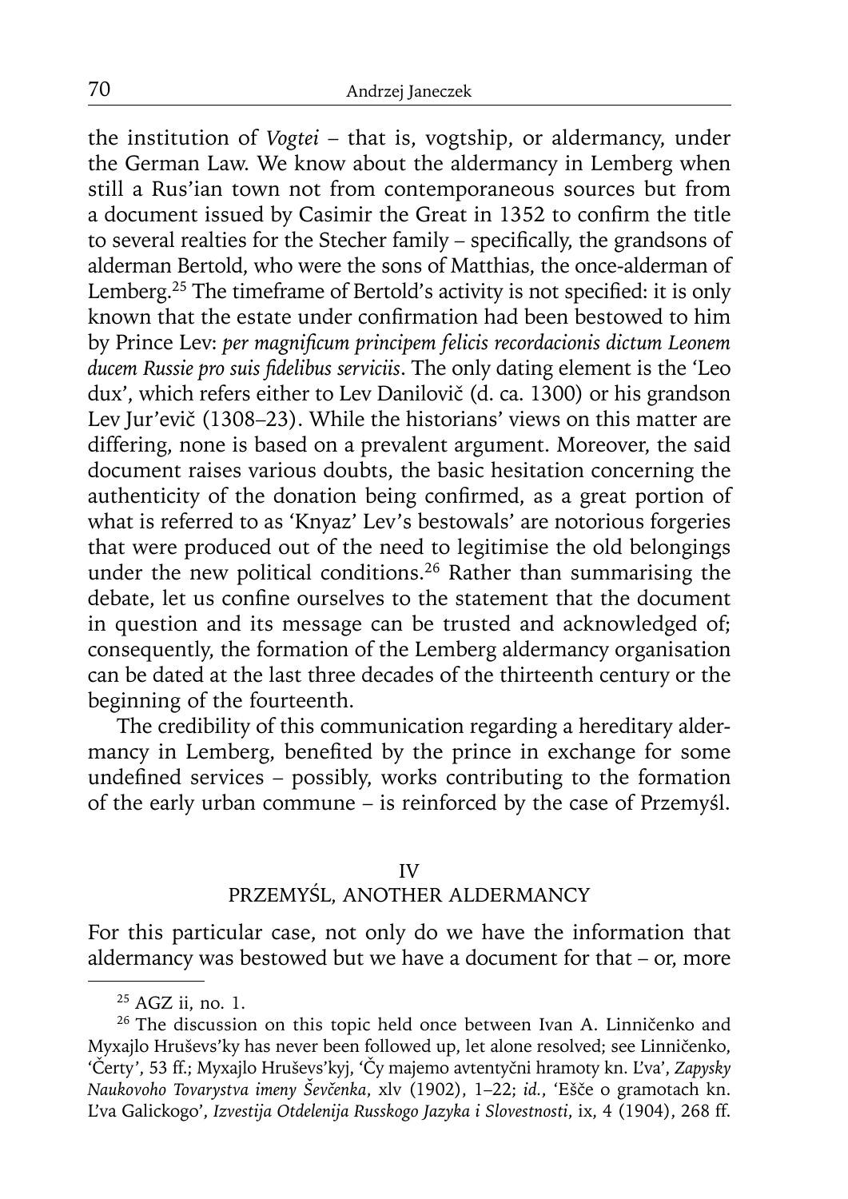the institution of *Vogtei* – that is, vogtship, or aldermancy, under the German Law. We know about the aldermancy in Lemberg when still a Rus'ian town not from contemporaneous sources but from a document issued by Casimir the Great in 1352 to confirm the title to several realties for the Stecher family – specifically, the grandsons of alderman Bertold, who were the sons of Matthias, the once-alderman of Lemberg.[25] The timeframe of Bertold's activity is not specified: it is only known that the estate under confirmation had been bestowed to him by Prince Lev: *per magnificum principem felicis recordacionis dictum Leonem ducem Russie pro suis fidelibus serviciis*. The only dating element is the 'Leo dux', which refers either to Lev Danilovič (d. ca. 1300) or his grandson Lev Jur'evič (1308–23). While the historians' views on this matter are differing, none is based on a prevalent argument. Moreover, the said document raises various doubts, the basic hesitation concerning the authenticity of the donation being confirmed, as a great portion of what is referred to as 'Knyaz' Lev's bestowals' are notorious forgeries that were produced out of the need to legitimise the old belongings under the new political conditions.[26] Rather than summarising the debate, let us confine ourselves to the statement that the document in question and its message can be trusted and acknowledged of; consequently, the formation of the Lemberg aldermancy organisation can be dated at the last three decades of the thirteenth century or the beginning of the fourteenth.

The credibility of this communication regarding a hereditary aldermancy in Lemberg, benefited by the prince in exchange for some undefined services – possibly, works contributing to the formation of the early urban commune – is reinforced by the case of Przemyśl.

## IV
## PRZEMYŚL, ANOTHER ALDERMANCY

For this particular case, not only do we have the information that aldermancy was bestowed but we have a document for that – or, more

---

[25] AGZ ii, no. 1.

[26] The discussion on this topic held once between Ivan A. Linničenko and Myxajlo Hruševs'ky has never been followed up, let alone resolved; see Linničenko, 'Čerty', 53 ff.; Myxajlo Hruševs'kyj, 'Čy majemo avtentyčni hramoty kn. L'va', *Zapysky Naukovoho Tovarystva imeny Ševčenka*, xlv (1902), 1–22; *id.*, 'Ešče o gramotach kn. L'va Galickogo', *Izvestija Otdelenija Russkogo Jazyka i Slovestnosti*, ix, 4 (1904), 268 ff.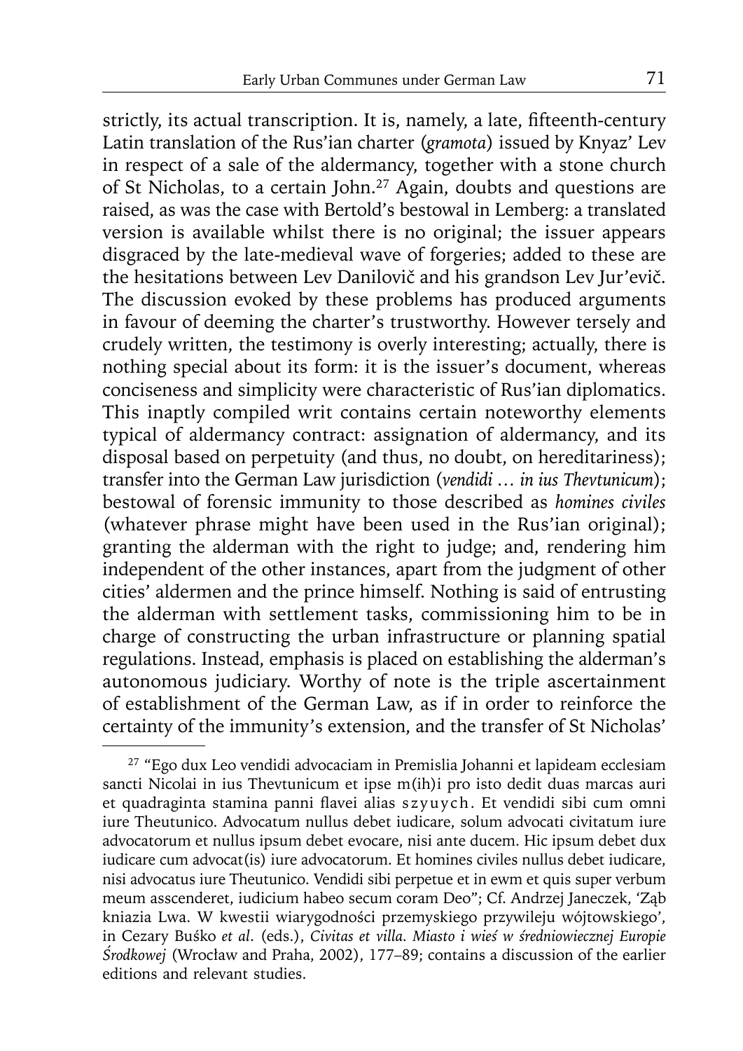strictly, its actual transcription. It is, namely, a late, fifteenth-century Latin translation of the Rus'ian charter (*gramota*) issued by Knyaz' Lev in respect of a sale of the aldermancy, together with a stone church of St Nicholas, to a certain John.[27] Again, doubts and questions are raised, as was the case with Bertold's bestowal in Lemberg: a translated version is available whilst there is no original; the issuer appears disgraced by the late-medieval wave of forgeries; added to these are the hesitations between Lev Danilovič and his grandson Lev Jur'evič. The discussion evoked by these problems has produced arguments in favour of deeming the charter's trustworthy. However tersely and crudely written, the testimony is overly interesting; actually, there is nothing special about its form: it is the issuer's document, whereas conciseness and simplicity were characteristic of Rus'ian diplomatics. This inaptly compiled writ contains certain noteworthy elements typical of aldermancy contract: assignation of aldermancy, and its disposal based on perpetuity (and thus, no doubt, on hereditariness); transfer into the German Law jurisdiction (*vendidi … in ius Thevtunicum*); bestowal of forensic immunity to those described as *homines civiles* (whatever phrase might have been used in the Rus'ian original); granting the alderman with the right to judge; and, rendering him independent of the other instances, apart from the judgment of other cities' aldermen and the prince himself. Nothing is said of entrusting the alderman with settlement tasks, commissioning him to be in charge of constructing the urban infrastructure or planning spatial regulations. Instead, emphasis is placed on establishing the alderman's autonomous judiciary. Worthy of note is the triple ascertainment of establishment of the German Law, as if in order to reinforce the certainty of the immunity's extension, and the transfer of St Nicholas'

---

[27] "Ego dux Leo vendidi advocaciam in Premislia Johanni et lapideam ecclesiam sancti Nicolai in ius Thevtunicum et ipse m(ih)i pro isto dedit duas marcas auri et quadraginta stamina panni flavei alias s z y u y c h. Et vendidi sibi cum omni iure Theutunico. Advocatum nullus debet iudicare, solum advocati civitatum iure advocatorum et nullus ipsum debet evocare, nisi ante ducem. Hic ipsum debet dux iudicare cum advocat(is) iure advocatorum. Et homines civiles nullus debet iudicare, nisi advocatus iure Theutunico. Vendidi sibi perpetue et in ewm et quis super verbum meum asscenderet, iudicium habeo secum coram Deo"; Cf. Andrzej Janeczek, 'Ząb kniazia Lwa. W kwestii wiarygodności przemyskiego przywileju wójtowskiego', in Cezary Buśko *et al.* (eds.), *Civitas et villa. Miasto i wieś w średniowiecznej Europie Środkowej* (Wrocław and Praha, 2002), 177–89; contains a discussion of the earlier editions and relevant studies.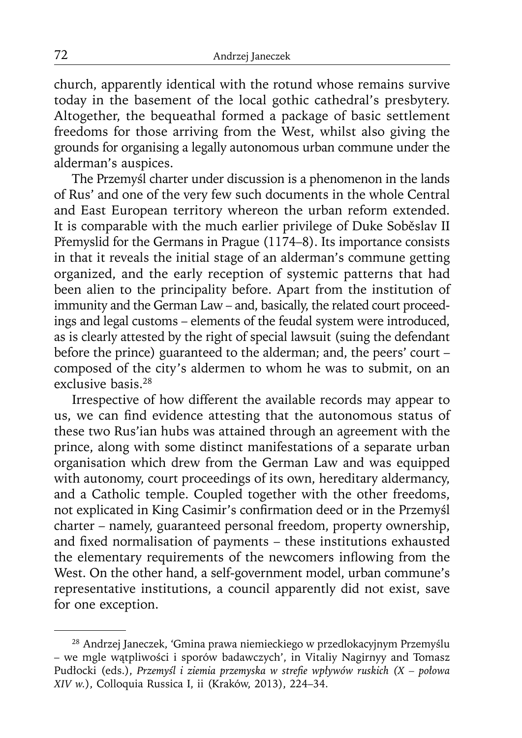church, apparently identical with the rotund whose remains survive today in the basement of the local gothic cathedral's presbytery. Altogether, the bequeathal formed a package of basic settlement freedoms for those arriving from the West, whilst also giving the grounds for organising a legally autonomous urban commune under the alderman's auspices.

The Przemyśl charter under discussion is a phenomenon in the lands of Rus' and one of the very few such documents in the whole Central and East European territory whereon the urban reform extended. It is comparable with the much earlier privilege of Duke Soběslav II Přemyslid for the Germans in Prague (1174–8). Its importance consists in that it reveals the initial stage of an alderman's commune getting organized, and the early reception of systemic patterns that had been alien to the principality before. Apart from the institution of immunity and the German Law – and, basically, the related court proceedings and legal customs – elements of the feudal system were introduced, as is clearly attested by the right of special lawsuit (suing the defendant before the prince) guaranteed to the alderman; and, the peers' court – composed of the city's aldermen to whom he was to submit, on an exclusive basis.[28]

Irrespective of how different the available records may appear to us, we can find evidence attesting that the autonomous status of these two Rus'ian hubs was attained through an agreement with the prince, along with some distinct manifestations of a separate urban organisation which drew from the German Law and was equipped with autonomy, court proceedings of its own, hereditary aldermancy, and a Catholic temple. Coupled together with the other freedoms, not explicated in King Casimir's confirmation deed or in the Przemyśl charter – namely, guaranteed personal freedom, property ownership, and fixed normalisation of payments – these institutions exhausted the elementary requirements of the newcomers inflowing from the West. On the other hand, a self-government model, urban commune's representative institutions, a council apparently did not exist, save for one exception.

---

[28] Andrzej Janeczek, 'Gmina prawa niemieckiego w przedlokacyjnym Przemyślu – we mgle wątpliwości i sporów badawczych', in Vitaliy Nagirnyy and Tomasz Pudłocki (eds.), *Przemyśl i ziemia przemyska w strefie wpływów ruskich (X – połowa XIV w.)*, Colloquia Russica I, ii (Kraków, 2013), 224–34.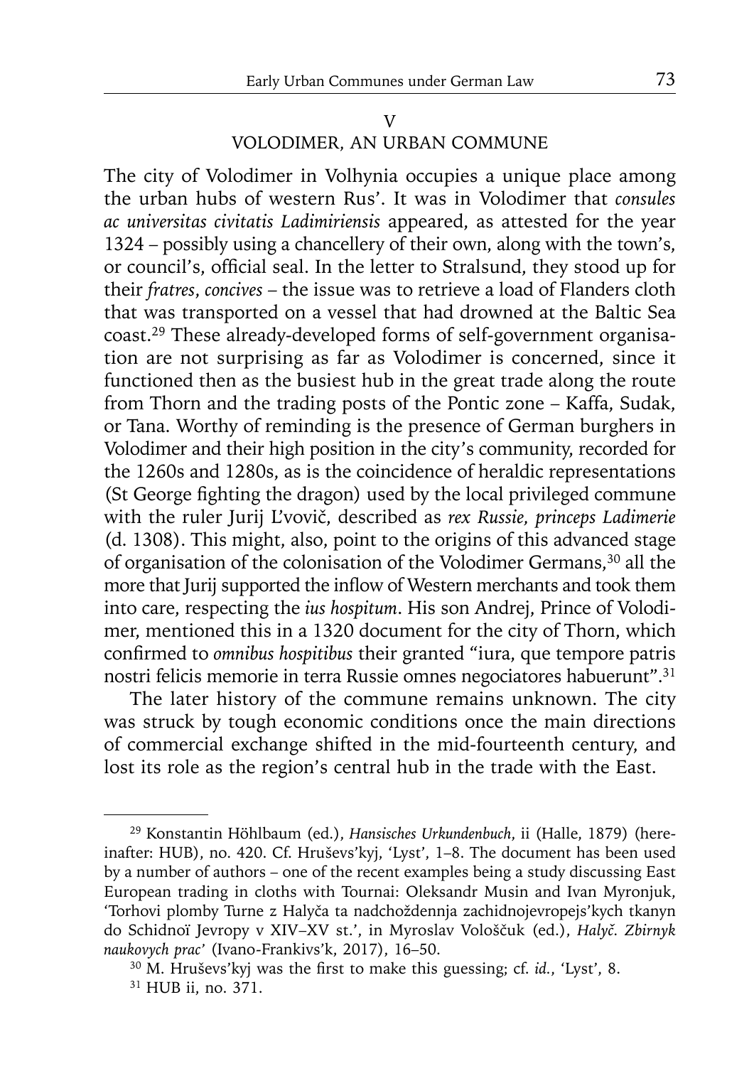## V

## VOLODIMER, AN URBAN COMMUNE

The city of Volodimer in Volhynia occupies a unique place among the urban hubs of western Rus'. It was in Volodimer that *consules ac universitas civitatis Ladimiriensis* appeared, as attested for the year 1324 – possibly using a chancellery of their own, along with the town's, or council's, official seal. In the letter to Stralsund, they stood up for their *fratres*, *concives* – the issue was to retrieve a load of Flanders cloth that was transported on a vessel that had drowned at the Baltic Sea coast.[29] These already-developed forms of self-government organisation are not surprising as far as Volodimer is concerned, since it functioned then as the busiest hub in the great trade along the route from Thorn and the trading posts of the Pontic zone – Kaffa, Sudak, or Tana. Worthy of reminding is the presence of German burghers in Volodimer and their high position in the city's community, recorded for the 1260s and 1280s, as is the coincidence of heraldic representations (St George fighting the dragon) used by the local privileged commune with the ruler Jurij L'vovič, described as *rex Russie, princeps Ladimerie* (d. 1308). This might, also, point to the origins of this advanced stage of organisation of the colonisation of the Volodimer Germans,[30] all the more that Jurij supported the inflow of Western merchants and took them into care, respecting the *ius hospitum*. His son Andrej, Prince of Volodimer, mentioned this in a 1320 document for the city of Thorn, which confirmed to *omnibus hospitibus* their granted "iura, que tempore patris nostri felicis memorie in terra Russie omnes negociatores habuerunt".[31]

The later history of the commune remains unknown. The city was struck by tough economic conditions once the main directions of commercial exchange shifted in the mid-fourteenth century, and lost its role as the region's central hub in the trade with the East.

---

[29] Konstantin Höhlbaum (ed.), *Hansisches Urkundenbuch*, ii (Halle, 1879) (hereinafter: HUB), no. 420. Cf. Hruševs'kyj, 'Lyst', 1–8. The document has been used by a number of authors – one of the recent examples being a study discussing East European trading in cloths with Tournai: Oleksandr Musin and Ivan Myronjuk, 'Torhovi plomby Turne z Halyča ta nadchoždennja zachidnojevropejs'kych tkanyn do Schidnoï Jevropy v XIV–XV st.', in Myroslav Vološčuk (ed.), *Halyč. Zbirnyk naukovych prac'* (Ivano-Frankivs'k, 2017), 16–50.

[30] M. Hruševs'kyj was the first to make this guessing; cf. *id.*, 'Lyst', 8.

[31] HUB ii, no. 371.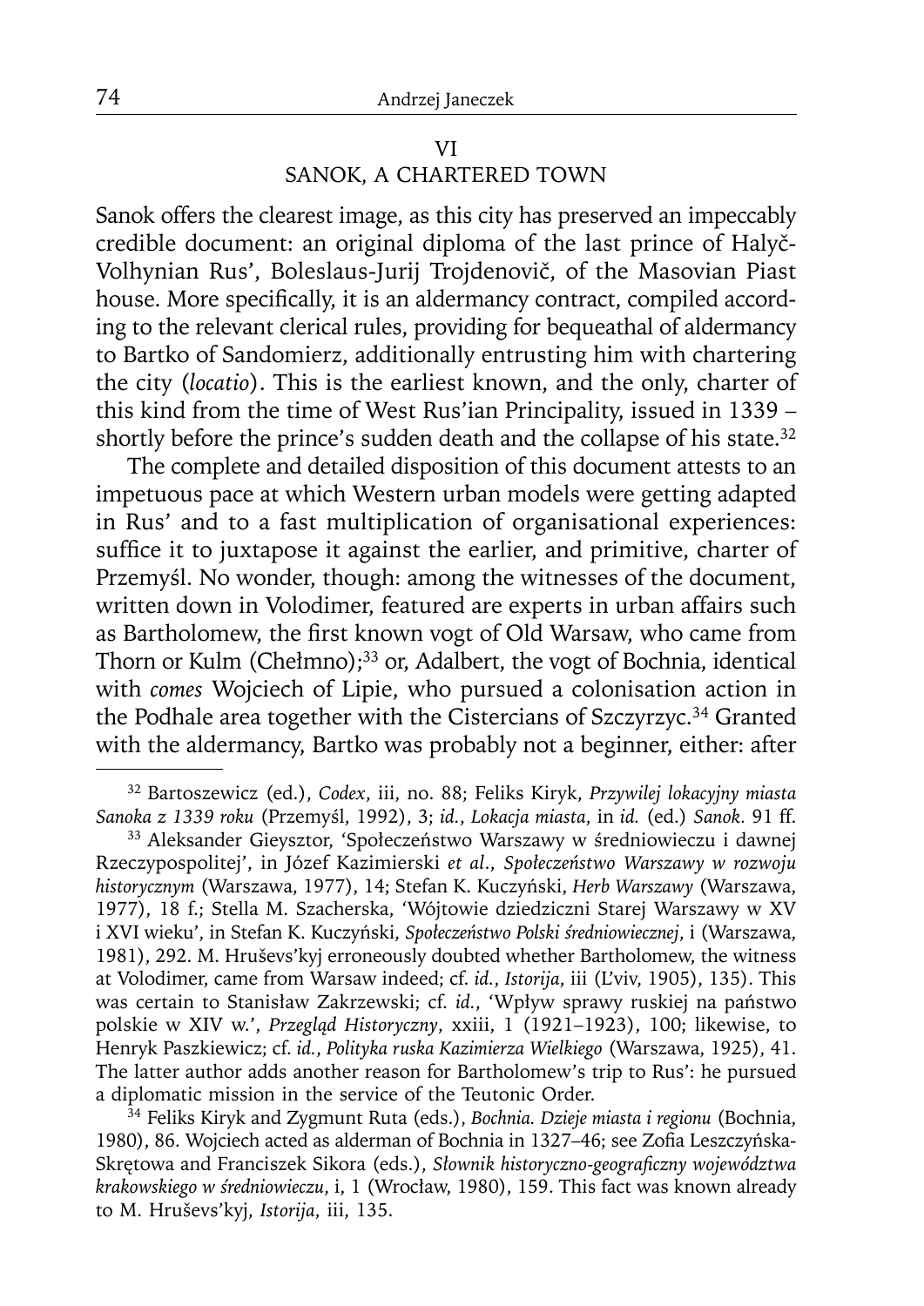## VI
## SANOK, A CHARTERED TOWN

Sanok offers the clearest image, as this city has preserved an impeccably credible document: an original diploma of the last prince of Halyč-Volhynian Rus', Boleslaus-Jurij Trojdenovič, of the Masovian Piast house. More specifically, it is an aldermancy contract, compiled according to the relevant clerical rules, providing for bequeathal of aldermancy to Bartko of Sandomierz, additionally entrusting him with chartering the city (*locatio*). This is the earliest known, and the only, charter of this kind from the time of West Rus'ian Principality, issued in 1339 – shortly before the prince's sudden death and the collapse of his state.[32]

The complete and detailed disposition of this document attests to an impetuous pace at which Western urban models were getting adapted in Rus' and to a fast multiplication of organisational experiences: suffice it to juxtapose it against the earlier, and primitive, charter of Przemyśl. No wonder, though: among the witnesses of the document, written down in Volodimer, featured are experts in urban affairs such as Bartholomew, the first known vogt of Old Warsaw, who came from Thorn or Kulm (Chełmno);[33] or, Adalbert, the vogt of Bochnia, identical with *comes* Wojciech of Lipie, who pursued a colonisation action in the Podhale area together with the Cistercians of Szczyrzyc.[34] Granted with the aldermancy, Bartko was probably not a beginner, either: after

---

[32] Bartoszewicz (ed.), *Codex*, iii, no. 88; Feliks Kiryk, *Przywilej lokacyjny miasta Sanoka z 1339 roku* (Przemyśl, 1992), 3; *id.*, *Lokacja miasta*, in *id.* (ed.) *Sanok*. 91 ff.

[33] Aleksander Gieysztor, 'Społeczeństwo Warszawy w średniowieczu i dawnej Rzeczypospolitej', in Józef Kazimierski *et al.*, *Społeczeństwo Warszawy w rozwoju historycznym* (Warszawa, 1977), 14; Stefan K. Kuczyński, *Herb Warszawy* (Warszawa, 1977), 18 f.; Stella M. Szacherska, 'Wójtowie dziedziczni Starej Warszawy w XV i XVI wieku', in Stefan K. Kuczyński, *Społeczeństwo Polski średniowiecznej*, i (Warszawa, 1981), 292. M. Hruševs'kyj erroneously doubted whether Bartholomew, the witness at Volodimer, came from Warsaw indeed; cf. *id.*, *Istorija*, iii (L'viv, 1905), 135. This was certain to Stanisław Zakrzewski; cf. *id.*, 'Wpływ sprawy ruskiej na państwo polskie w XIV w.', *Przegląd Historyczny*, xxiii, 1 (1921–1923), 100; likewise, to Henryk Paszkiewicz; cf. *id.*, *Polityka ruska Kazimierza Wielkiego* (Warszawa, 1925), 41. The latter author adds another reason for Bartholomew's trip to Rus': he pursued a diplomatic mission in the service of the Teutonic Order.

[34] Feliks Kiryk and Zygmunt Ruta (eds.), *Bochnia. Dzieje miasta i regionu* (Bochnia, 1980), 86. Wojciech acted as alderman of Bochnia in 1327–46; see Zofia Leszczyńska-Skrętowa and Franciszek Sikora (eds.), *Słownik historyczno-geograficzny województwa krakowskiego w średniowieczu*, i, 1 (Wrocław, 1980), 159. This fact was known already to M. Hruševs'kyj, *Istorija*, iii, 135.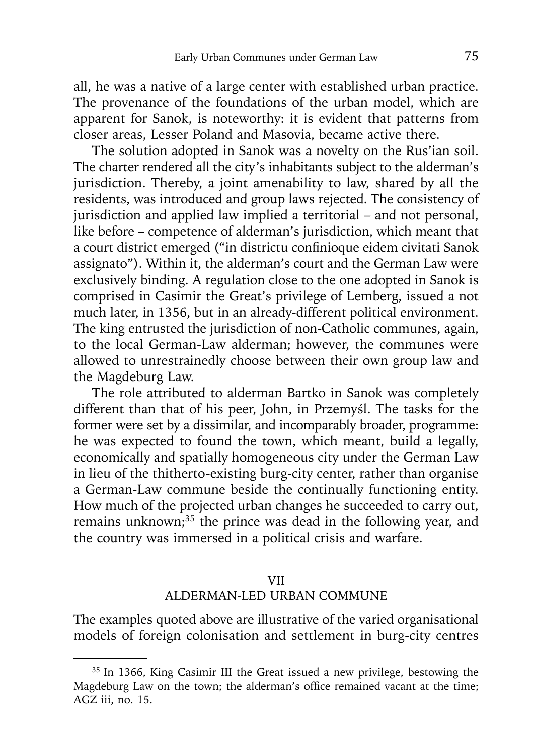all, he was a native of a large center with established urban practice. The provenance of the foundations of the urban model, which are apparent for Sanok, is noteworthy: it is evident that patterns from closer areas, Lesser Poland and Masovia, became active there.

The solution adopted in Sanok was a novelty on the Rus'ian soil. The charter rendered all the city's inhabitants subject to the alderman's jurisdiction. Thereby, a joint amenability to law, shared by all the residents, was introduced and group laws rejected. The consistency of jurisdiction and applied law implied a territorial – and not personal, like before – competence of alderman's jurisdiction, which meant that a court district emerged ("in districtu confinioque eidem civitati Sanok assignato"). Within it, the alderman's court and the German Law were exclusively binding. A regulation close to the one adopted in Sanok is comprised in Casimir the Great's privilege of Lemberg, issued a not much later, in 1356, but in an already-different political environment. The king entrusted the jurisdiction of non-Catholic communes, again, to the local German-Law alderman; however, the communes were allowed to unrestrainedly choose between their own group law and the Magdeburg Law.

The role attributed to alderman Bartko in Sanok was completely different than that of his peer, John, in Przemyśl. The tasks for the former were set by a dissimilar, and incomparably broader, programme: he was expected to found the town, which meant, build a legally, economically and spatially homogeneous city under the German Law in lieu of the thitherto-existing burg-city center, rather than organise a German-Law commune beside the continually functioning entity. How much of the projected urban changes he succeeded to carry out, remains unknown;[35] the prince was dead in the following year, and the country was immersed in a political crisis and warfare.

## VII
## ALDERMAN-LED URBAN COMMUNE

The examples quoted above are illustrative of the varied organisational models of foreign colonisation and settlement in burg-city centres

[35] In 1366, King Casimir III the Great issued a new privilege, bestowing the Magdeburg Law on the town; the alderman's office remained vacant at the time; AGZ iii, no. 15.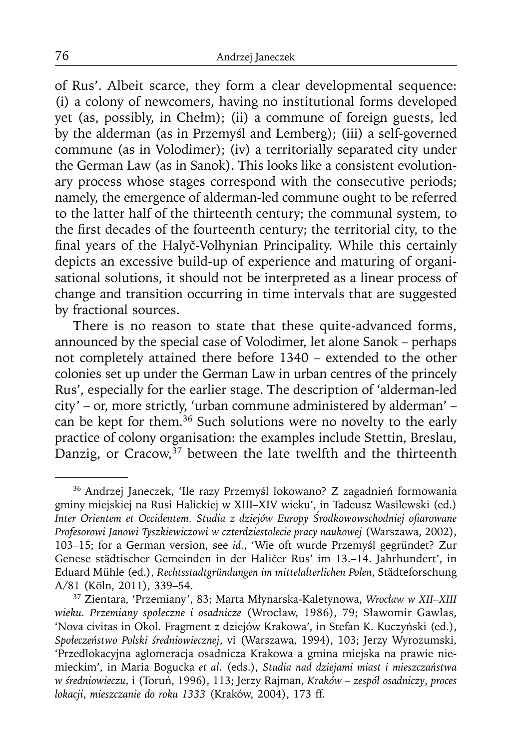of Rus'. Albeit scarce, they form a clear developmental sequence: (i) a colony of newcomers, having no institutional forms developed yet (as, possibly, in Chełm); (ii) a commune of foreign guests, led by the alderman (as in Przemyśl and Lemberg); (iii) a self-governed commune (as in Volodimer); (iv) a territorially separated city under the German Law (as in Sanok). This looks like a consistent evolutionary process whose stages correspond with the consecutive periods; namely, the emergence of alderman-led commune ought to be referred to the latter half of the thirteenth century; the communal system, to the first decades of the fourteenth century; the territorial city, to the final years of the Halyč-Volhynian Principality. While this certainly depicts an excessive build-up of experience and maturing of organisational solutions, it should not be interpreted as a linear process of change and transition occurring in time intervals that are suggested by fractional sources.

There is no reason to state that these quite-advanced forms, announced by the special case of Volodimer, let alone Sanok – perhaps not completely attained there before 1340 – extended to the other colonies set up under the German Law in urban centres of the princely Rus', especially for the earlier stage. The description of 'alderman-led city' – or, more strictly, 'urban commune administered by alderman' – can be kept for them.[36] Such solutions were no novelty to the early practice of colony organisation: the examples include Stettin, Breslau, Danzig, or Cracow,[37] between the late twelfth and the thirteenth

---

[36] Andrzej Janeczek, 'Ile razy Przemyśl lokowano? Z zagadnień formowania gminy miejskiej na Rusi Halickiej w XIII–XIV wieku', in Tadeusz Wasilewski (ed.) *Inter Orientem et Occidentem. Studia z dziejów Europy Środkowowschodniej ofiarowane Profesorowi Janowi Tyszkiewiczowi w czterdziestolecie pracy naukowej* (Warszawa, 2002), 103–15; for a German version, see *id.*, 'Wie oft wurde Przemyśl gegründet? Zur Genese städtischer Gemeinden in der Haličer Rus' im 13.–14. Jahrhundert', in Eduard Mühle (ed.), *Rechtsstadtgründungen im mittelalterlichen Polen*, Städteforschung A/81 (Köln, 2011), 339–54.

[37] Zientara, 'Przemiany', 83; Marta Młynarska-Kaletynowa, *Wrocław w XII–XIII wieku. Przemiany społeczne i osadnicze* (Wrocław, 1986), 79; Sławomir Gawlas, 'Nova civitas in Okol. Fragment z dziejów Krakowa', in Stefan K. Kuczyński (ed.), *Społeczeństwo Polski średniowiecznej*, vi (Warszawa, 1994), 103; Jerzy Wyrozumski, 'Przedlokacyjna aglomeracja osadnicza Krakowa a gmina miejska na prawie niemieckim', in Maria Bogucka *et al.* (eds.), *Studia nad dziejami miast i mieszczaństwa w średniowieczu*, i (Toruń, 1996), 113; Jerzy Rajman, *Kraków – zespół osadniczy, proces lokacji, mieszczanie do roku 1333* (Kraków, 2004), 173 ff.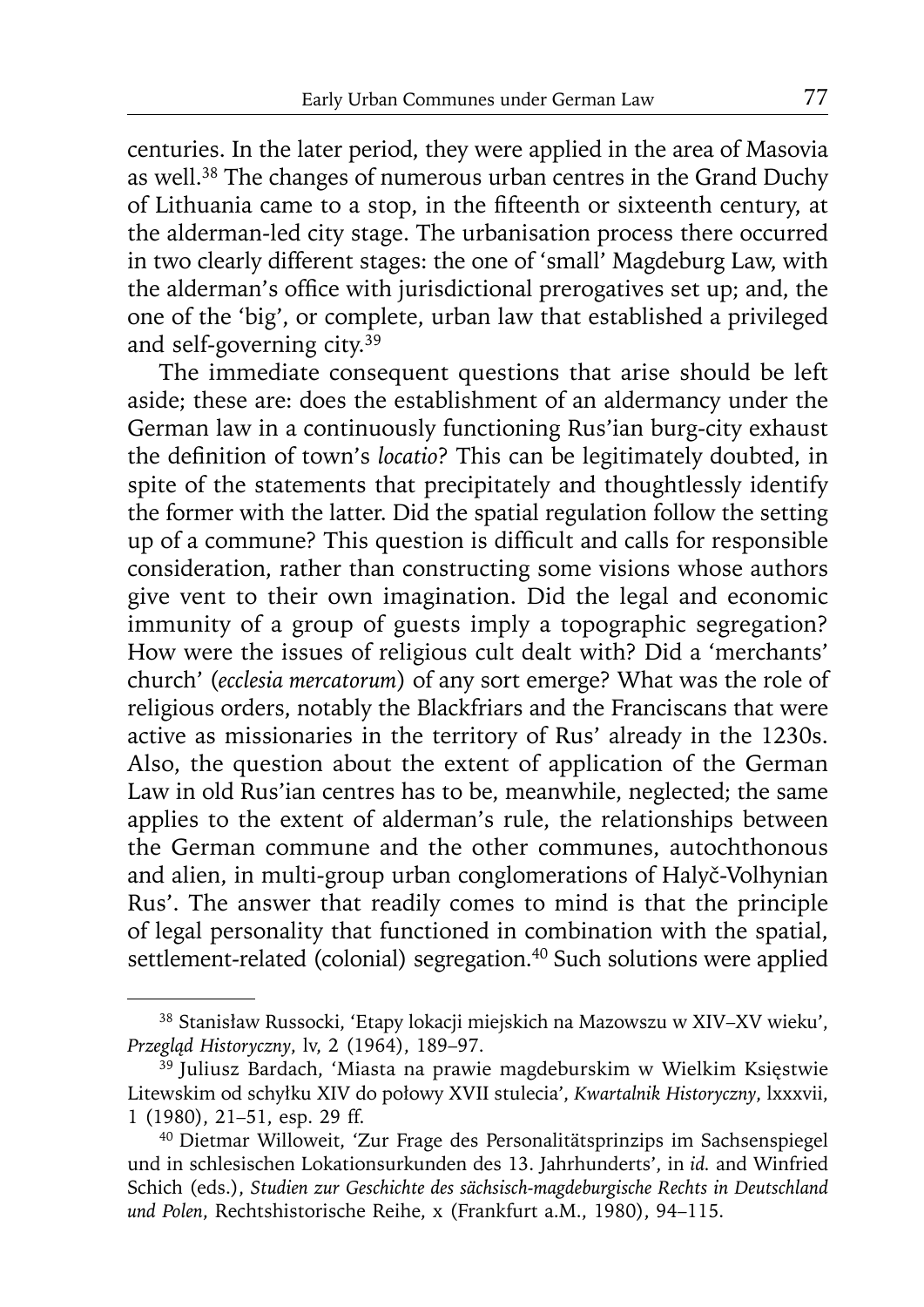centuries. In the later period, they were applied in the area of Masovia as well.[38] The changes of numerous urban centres in the Grand Duchy of Lithuania came to a stop, in the fifteenth or sixteenth century, at the alderman-led city stage. The urbanisation process there occurred in two clearly different stages: the one of 'small' Magdeburg Law, with the alderman's office with jurisdictional prerogatives set up; and, the one of the 'big', or complete, urban law that established a privileged and self-governing city.[39]

The immediate consequent questions that arise should be left aside; these are: does the establishment of an aldermancy under the German law in a continuously functioning Rus'ian burg-city exhaust the definition of town's *locatio*? This can be legitimately doubted, in spite of the statements that precipitately and thoughtlessly identify the former with the latter. Did the spatial regulation follow the setting up of a commune? This question is difficult and calls for responsible consideration, rather than constructing some visions whose authors give vent to their own imagination. Did the legal and economic immunity of a group of guests imply a topographic segregation? How were the issues of religious cult dealt with? Did a 'merchants' church' (*ecclesia mercatorum*) of any sort emerge? What was the role of religious orders, notably the Blackfriars and the Franciscans that were active as missionaries in the territory of Rus' already in the 1230s. Also, the question about the extent of application of the German Law in old Rus'ian centres has to be, meanwhile, neglected; the same applies to the extent of alderman's rule, the relationships between the German commune and the other communes, autochthonous and alien, in multi-group urban conglomerations of Halyč-Volhynian Rus'. The answer that readily comes to mind is that the principle of legal personality that functioned in combination with the spatial, settlement-related (colonial) segregation.[40] Such solutions were applied

---

[38] Stanisław Russocki, 'Etapy lokacji miejskich na Mazowszu w XIV–XV wieku', *Przegląd Historyczny*, lv, 2 (1964), 189–97.

[39] Juliusz Bardach, 'Miasta na prawie magdeburskim w Wielkim Księstwie Litewskim od schyłku XIV do połowy XVII stulecia', *Kwartalnik Historyczny*, lxxxvii, 1 (1980), 21–51, esp. 29 ff.

[40] Dietmar Willoweit, 'Zur Frage des Personalitätsprinzips im Sachsenspiegel und in schlesischen Lokationsurkunden des 13. Jahrhunderts', in *id.* and Winfried Schich (eds.), *Studien zur Geschichte des sächsisch-magdeburgische Rechts in Deutschland und Polen*, Rechtshistorische Reihe, x (Frankfurt a.M., 1980), 94–115.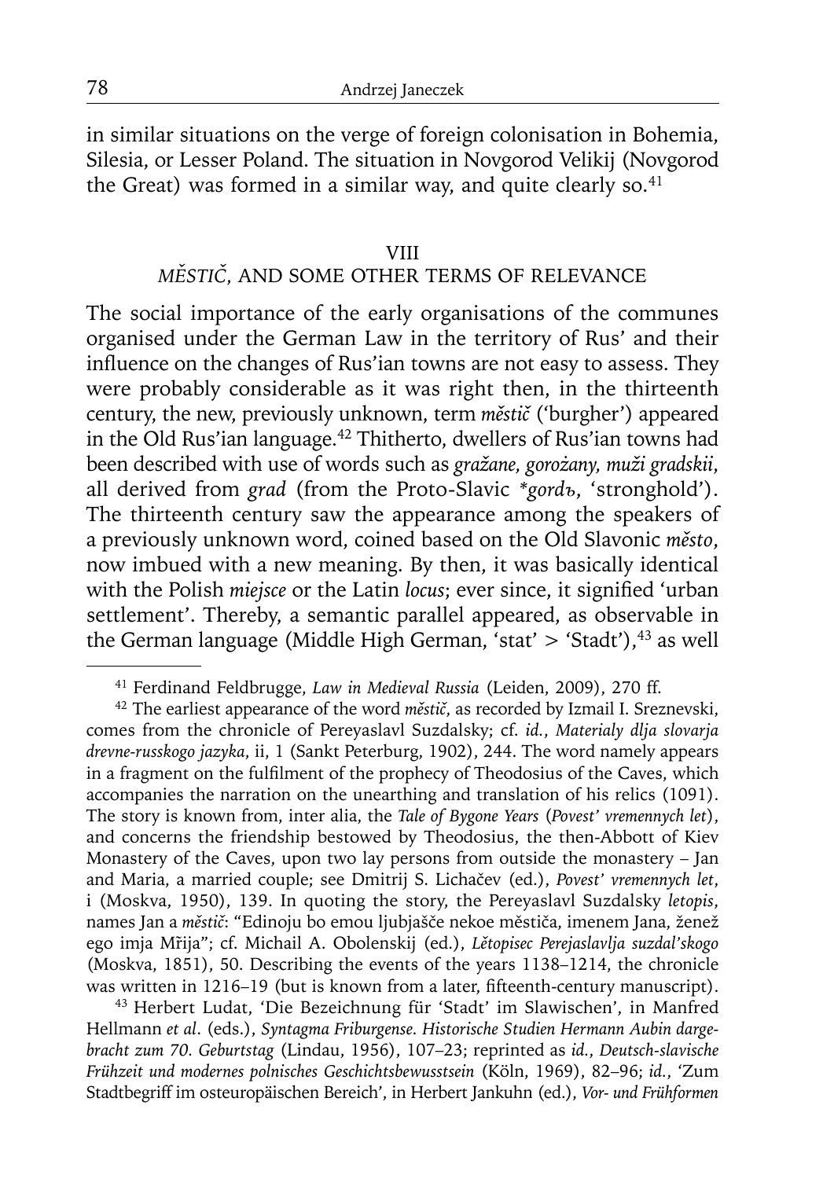in similar situations on the verge of foreign colonisation in Bohemia, Silesia, or Lesser Poland. The situation in Novgorod Velikij (Novgorod the Great) was formed in a similar way, and quite clearly so.[41]

## VIII
## *MĚSTIČ*, AND SOME OTHER TERMS OF RELEVANCE

The social importance of the early organisations of the communes organised under the German Law in the territory of Rus' and their influence on the changes of Rus'ian towns are not easy to assess. They were probably considerable as it was right then, in the thirteenth century, the new, previously unknown, term *městič* ('burgher') appeared in the Old Rus'ian language.[42] Thitherto, dwellers of Rus'ian towns had been described with use of words such as *gražane, gorożany, muži gradskii*, all derived from *grad* (from the Proto-Slavic *\*gordъ*, 'stronghold'). The thirteenth century saw the appearance among the speakers of a previously unknown word, coined based on the Old Slavonic *město*, now imbued with a new meaning. By then, it was basically identical with the Polish *miejsce* or the Latin *locus*; ever since, it signified 'urban settlement'. Thereby, a semantic parallel appeared, as observable in the German language (Middle High German, 'stat' > 'Stadt'),[43] as well

---

[41] Ferdinand Feldbrugge, *Law in Medieval Russia* (Leiden, 2009), 270 ff.

[42] The earliest appearance of the word *městič*, as recorded by Izmail I. Sreznevski, comes from the chronicle of Pereyaslavl Suzdalsky; cf. *id.*, *Materialy dlja slovarja drevne-russkogo jazyka*, ii, 1 (Sankt Peterburg, 1902), 244. The word namely appears in a fragment on the fulfilment of the prophecy of Theodosius of the Caves, which accompanies the narration on the unearthing and translation of his relics (1091). The story is known from, inter alia, the *Tale of Bygone Years* (*Povest' vremennych let*), and concerns the friendship bestowed by Theodosius, the then-Abbott of Kiev Monastery of the Caves, upon two lay persons from outside the monastery – Jan and Maria, a married couple; see Dmitrij S. Lichačev (ed.), *Povest' vremennych let*, i (Moskva, 1950), 139. In quoting the story, the Pereyaslavl Suzdalsky *letopis*, names Jan a *městič*: "Edinoju bo emou ljubjašče nekoe městiča, imenem Jana, ženež ego imja Mřija"; cf. Michail A. Obolenskij (ed.), *Lětopisec Perejaslavlja suzdal'skogo* (Moskva, 1851), 50. Describing the events of the years 1138–1214, the chronicle was written in 1216–19 (but is known from a later, fifteenth-century manuscript).

[43] Herbert Ludat, 'Die Bezeichnung für 'Stadt' im Slawischen', in Manfred Hellmann *et al.* (eds.), *Syntagma Friburgense. Historische Studien Hermann Aubin dargebracht zum 70. Geburtstag* (Lindau, 1956), 107–23; reprinted as *id.*, *Deutsch-slavische Frühzeit und modernes polnisches Geschichtsbewusstsein* (Köln, 1969), 82–96; *id.*, 'Zum Stadtbegriff im osteuropäischen Bereich', in Herbert Jankuhn (ed.), *Vor- und Frühformen*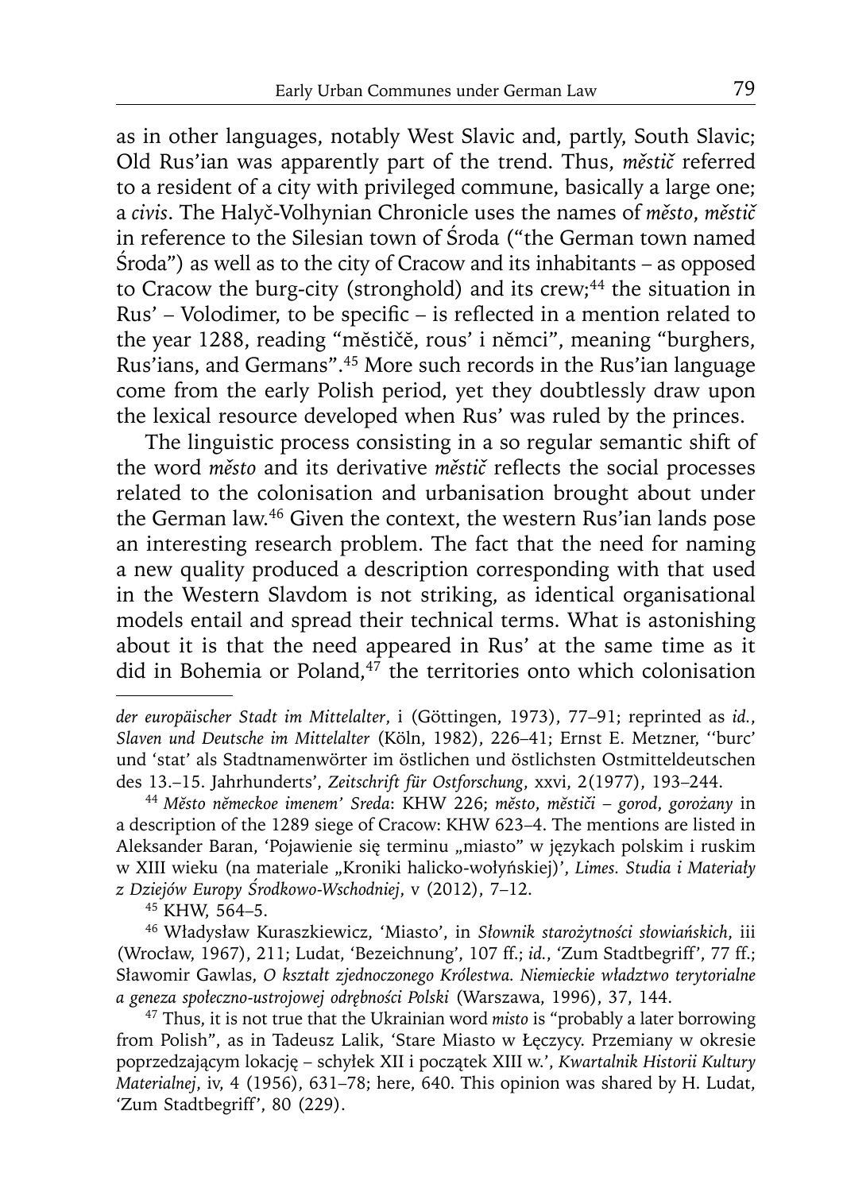as in other languages, notably West Slavic and, partly, South Slavic; Old Rus'ian was apparently part of the trend. Thus, *městič* referred to a resident of a city with privileged commune, basically a large one; a *civis*. The Halyč-Volhynian Chronicle uses the names of *město*, *městič* in reference to the Silesian town of Środa ("the German town named Środa") as well as to the city of Cracow and its inhabitants – as opposed to Cracow the burg-city (stronghold) and its crew;[44] the situation in Rus' – Volodimer, to be specific – is reflected in a mention related to the year 1288, reading "městičě, rous' i němci", meaning "burghers, Rus'ians, and Germans".[45] More such records in the Rus'ian language come from the early Polish period, yet they doubtlessly draw upon the lexical resource developed when Rus' was ruled by the princes.

The linguistic process consisting in a so regular semantic shift of the word *město* and its derivative *městič* reflects the social processes related to the colonisation and urbanisation brought about under the German law.[46] Given the context, the western Rus'ian lands pose an interesting research problem. The fact that the need for naming a new quality produced a description corresponding with that used in the Western Slavdom is not striking, as identical organisational models entail and spread their technical terms. What is astonishing about it is that the need appeared in Rus' at the same time as it did in Bohemia or Poland,[47] the territories onto which colonisation

---

*der europäischer Stadt im Mittelalter*, i (Göttingen, 1973), 77–91; reprinted as *id.*, *Slaven und Deutsche im Mittelalter* (Köln, 1982), 226–41; Ernst E. Metzner, ''burc' und 'stat' als Stadtnamenwörter im östlichen und östlichsten Ostmitteldeutschen des 13.–15. Jahrhunderts', *Zeitschrift für Ostforschung*, xxvi, 2(1977), 193–244.

[44] *Město německoe imenem' Sreda*: KHW 226; *město*, *městiči* – *gorod*, *gorożany* in a description of the 1289 siege of Cracow: KHW 623–4. The mentions are listed in Aleksander Baran, 'Pojawienie się terminu „miasto" w językach polskim i ruskim w XIII wieku (na materiale „Kroniki halicko-wołyńskiej)', *Limes. Studia i Materiały z Dziejów Europy Środkowo-Wschodniej*, v (2012), 7–12.

[45] KHW, 564–5.

[46] Władysław Kuraszkiewicz, 'Miasto', in *Słownik starożytności słowiańskich*, iii (Wrocław, 1967), 211; Ludat, 'Bezeichnung', 107 ff.; *id.*, 'Zum Stadtbegriff', 77 ff.; Sławomir Gawlas, *O kształt zjednoczonego Królestwa. Niemieckie władztwo terytorialne a geneza społeczno-ustrojowej odrębności Polski* (Warszawa, 1996), 37, 144.

[47] Thus, it is not true that the Ukrainian word *misto* is "probably a later borrowing from Polish", as in Tadeusz Lalik, 'Stare Miasto w Łęczycy. Przemiany w okresie poprzedzającym lokację – schyłek XII i początek XIII w.', *Kwartalnik Historii Kultury Materialnej*, iv, 4 (1956), 631–78; here, 640. This opinion was shared by H. Ludat, 'Zum Stadtbegriff', 80 (229).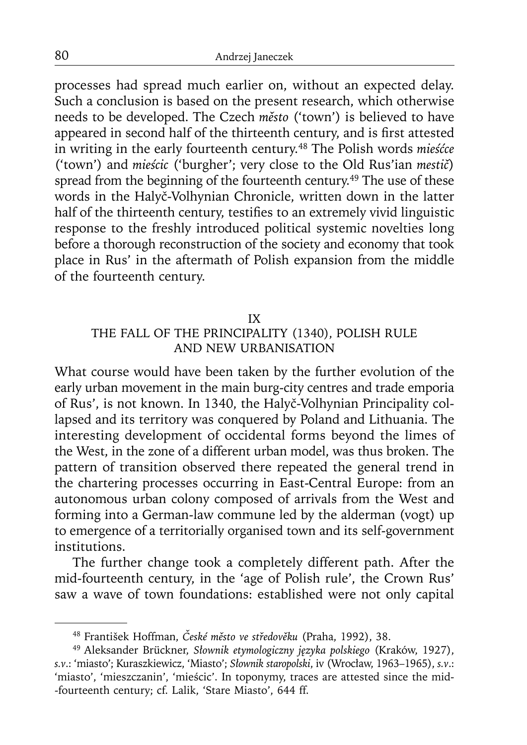processes had spread much earlier on, without an expected delay. Such a conclusion is based on the present research, which otherwise needs to be developed. The Czech *město* ('town') is believed to have appeared in second half of the thirteenth century, and is first attested in writing in the early fourteenth century.[48] The Polish words *mieśćce* ('town') and *mieścic* ('burgher'; very close to the Old Rus'ian *mestič*) spread from the beginning of the fourteenth century.[49] The use of these words in the Halyč-Volhynian Chronicle, written down in the latter half of the thirteenth century, testifies to an extremely vivid linguistic response to the freshly introduced political systemic novelties long before a thorough reconstruction of the society and economy that took place in Rus' in the aftermath of Polish expansion from the middle of the fourteenth century.

## IX
## THE FALL OF THE PRINCIPALITY (1340), POLISH RULE AND NEW URBANISATION

What course would have been taken by the further evolution of the early urban movement in the main burg-city centres and trade emporia of Rus', is not known. In 1340, the Halyč-Volhynian Principality collapsed and its territory was conquered by Poland and Lithuania. The interesting development of occidental forms beyond the limes of the West, in the zone of a different urban model, was thus broken. The pattern of transition observed there repeated the general trend in the chartering processes occurring in East-Central Europe: from an autonomous urban colony composed of arrivals from the West and forming into a German-law commune led by the alderman (vogt) up to emergence of a territorially organised town and its self-government institutions.

The further change took a completely different path. After the mid-fourteenth century, in the 'age of Polish rule', the Crown Rus' saw a wave of town foundations: established were not only capital

---

[48] František Hoffman, *České město ve středověku* (Praha, 1992), 38.

[49] Aleksander Brückner, *Słownik etymologiczny języka polskiego* (Kraków, 1927), *s.v.*: 'miasto'; Kuraszkiewicz, 'Miasto'; *Słownik staropolski*, iv (Wrocław, 1963–1965), *s.v.*: 'miasto', 'mieszczanin', 'mieścic'. In toponymy, traces are attested since the mid-fourteenth century; cf. Lalik, 'Stare Miasto', 644 ff.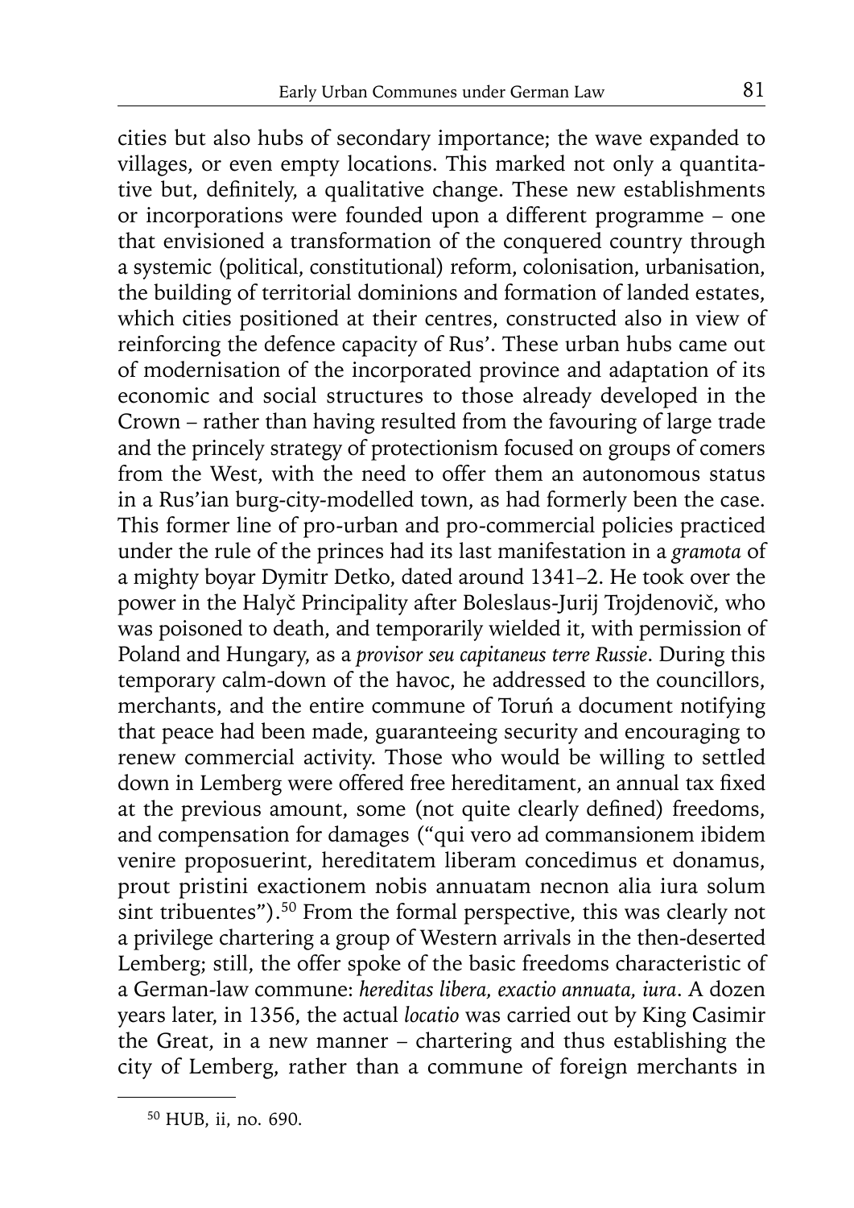cities but also hubs of secondary importance; the wave expanded to villages, or even empty locations. This marked not only a quantitative but, definitely, a qualitative change. These new establishments or incorporations were founded upon a different programme – one that envisioned a transformation of the conquered country through a systemic (political, constitutional) reform, colonisation, urbanisation, the building of territorial dominions and formation of landed estates, which cities positioned at their centres, constructed also in view of reinforcing the defence capacity of Rus'. These urban hubs came out of modernisation of the incorporated province and adaptation of its economic and social structures to those already developed in the Crown – rather than having resulted from the favouring of large trade and the princely strategy of protectionism focused on groups of comers from the West, with the need to offer them an autonomous status in a Rus'ian burg-city-modelled town, as had formerly been the case. This former line of pro-urban and pro-commercial policies practiced under the rule of the princes had its last manifestation in a *gramota* of a mighty boyar Dymitr Detko, dated around 1341–2. He took over the power in the Halyč Principality after Boleslaus-Jurij Trojdenovič, who was poisoned to death, and temporarily wielded it, with permission of Poland and Hungary, as a *provisor seu capitaneus terre Russie*. During this temporary calm-down of the havoc, he addressed to the councillors, merchants, and the entire commune of Toruń a document notifying that peace had been made, guaranteeing security and encouraging to renew commercial activity. Those who would be willing to settled down in Lemberg were offered free hereditament, an annual tax fixed at the previous amount, some (not quite clearly defined) freedoms, and compensation for damages ("qui vero ad commansionem ibidem venire proposuerint, hereditatem liberam concedimus et donamus, prout pristini exactionem nobis annuatam necnon alia iura solum sint tribuentes").[50] From the formal perspective, this was clearly not a privilege chartering a group of Western arrivals in the then-deserted Lemberg; still, the offer spoke of the basic freedoms characteristic of a German-law commune: *hereditas libera, exactio annuata, iura*. A dozen years later, in 1356, the actual *locatio* was carried out by King Casimir the Great, in a new manner – chartering and thus establishing the city of Lemberg, rather than a commune of foreign merchants in

---

[50] HUB, ii, no. 690.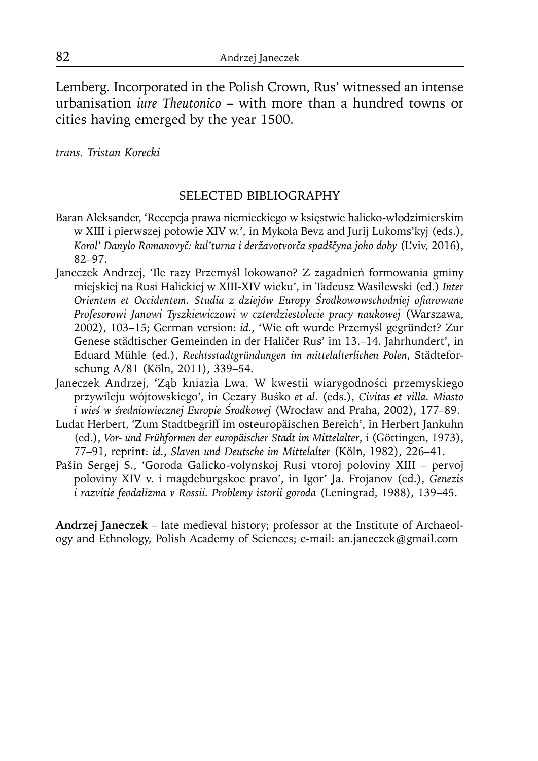Lemberg. Incorporated in the Polish Crown, Rus' witnessed an intense urbanisation *iure Theutonico* – with more than a hundred towns or cities having emerged by the year 1500.

*trans. Tristan Korecki*

## SELECTED BIBLIOGRAPHY

Baran Aleksander, 'Recepcja prawa niemieckiego w księstwie halicko-włodzimierskim w XIII i pierwszej połowie XIV w.', in Mykola Bevz and Jurij Lukoms'kyj (eds.), *Korol' Danylo Romanovyč: kul'turna i deržavotvorča spadščyna joho doby* (L'viv, 2016), 82–97.

Janeczek Andrzej, 'Ile razy Przemyśl lokowano? Z zagadnień formowania gminy miejskiej na Rusi Halickiej w XIII-XIV wieku', in Tadeusz Wasilewski (ed.) *Inter Orientem et Occidentem. Studia z dziejów Europy Środkowowschodniej ofiarowane Profesorowi Janowi Tyszkiewiczowi w czterdziestolecie pracy naukowej* (Warszawa, 2002), 103–15; German version: *id.*, 'Wie oft wurde Przemyśl gegründet? Zur Genese städtischer Gemeinden in der Haličer Rus' im 13.–14. Jahrhundert', in Eduard Mühle (ed.), *Rechtsstadtgründungen im mittelalterlichen Polen*, Städteforschung A/81 (Köln, 2011), 339–54.

Janeczek Andrzej, 'Ząb kniazia Lwa. W kwestii wiarygodności przemyskiego przywileju wójtowskiego', in Cezary Buśko *et al.* (eds.), *Civitas et villa. Miasto i wieś w średniowiecznej Europie Środkowej* (Wrocław and Praha, 2002), 177–89.

Ludat Herbert, 'Zum Stadtbegriff im osteuropäischen Bereich', in Herbert Jankuhn (ed.), *Vor- und Frühformen der europäischer Stadt im Mittelalter*, i (Göttingen, 1973), 77–91, reprint: *id.*, *Slaven und Deutsche im Mittelalter* (Köln, 1982), 226–41.

Pašin Sergej S., 'Goroda Galicko-volynskoj Rusi vtoroj poloviny XIII – pervoj poloviny XIV v. i magdeburgskoe pravo', in Igor' Ja. Frojanov (ed.), *Genezis i razvitie feodalizma v Rossii. Problemy istorii goroda* (Leningrad, 1988), 139–45.

**Andrzej Janeczek** – late medieval history; professor at the Institute of Archaeology and Ethnology, Polish Academy of Sciences; e-mail: an.janeczek@gmail.com